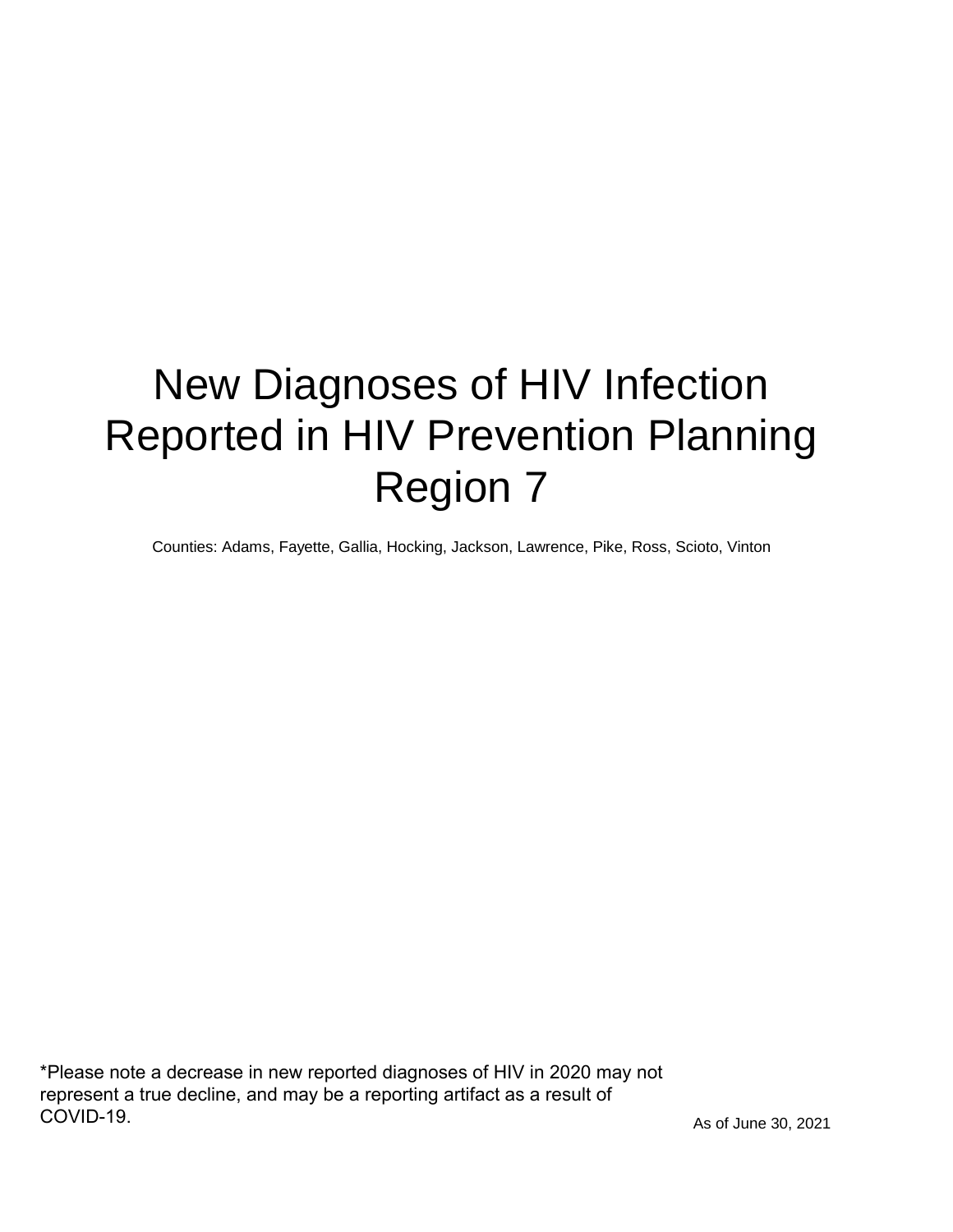# New Diagnoses of HIV Infection Reported in HIV Prevention Planning Region 7

Counties: Adams, Fayette, Gallia, Hocking, Jackson, Lawrence, Pike, Ross, Scioto, Vinton

*Please note a decrease in new reported diagnoses of HIV in 2020 may not represent a true decline, and may be a reporting artifact as a result of COVID-19.

As of June 30, 2021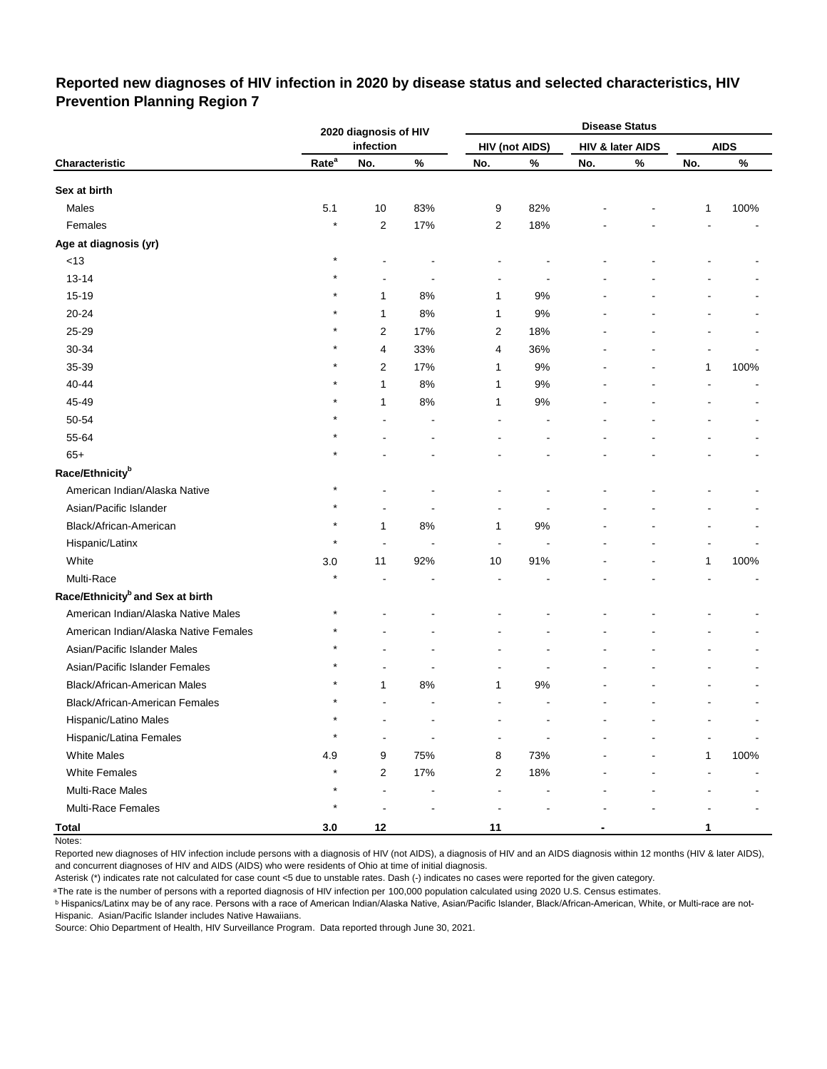## Reported new diagnoses of HIV infection in 2020 by disease status and selected characteristics, HIV Prevention Planning Region 7

| Characteristic | 2020 diagnosis of HIV infection | | | Disease Status | | | | | |
|---|---|---|---|---|---|---|---|---|---|
| | | | | HIV (not AIDS) | | HIV & later AIDS | | AIDS | |
| | Rate[a] | No. | % | No. | % | No. | % | No. | % |
| **Sex at birth** | | | | | | | | | |
| Males | 5.1 | 10 | 83% | 9 | 82% | - | - | 1 | 100% |
| Females | * | 2 | 17% | 2 | 18% | - | - | - | - |
| **Age at diagnosis (yr)** | | | | | | | | | |
| <13 | * | - | - | - | - | - | - | - | - |
| 13-14 | * | - | - | - | - | - | - | - | - |
| 15-19 | * | 1 | 8% | 1 | 9% | - | - | - | - |
| 20-24 | * | 1 | 8% | 1 | 9% | - | - | - | - |
| 25-29 | * | 2 | 17% | 2 | 18% | - | - | - | - |
| 30-34 | * | 4 | 33% | 4 | 36% | - | - | - | - |
| 35-39 | * | 2 | 17% | 1 | 9% | - | - | 1 | 100% |
| 40-44 | * | 1 | 8% | 1 | 9% | - | - | - | - |
| 45-49 | * | 1 | 8% | 1 | 9% | - | - | - | - |
| 50-54 | * | - | - | - | - | - | - | - | - |
| 55-64 | * | - | - | - | - | - | - | - | - |
| 65+ | * | - | - | - | - | - | - | - | - |
| **Race/Ethnicity[b]** | | | | | | | | | |
| American Indian/Alaska Native | * | - | - | - | - | - | - | - | - |
| Asian/Pacific Islander | * | - | - | - | - | - | - | - | - |
| Black/African-American | * | 1 | 8% | 1 | 9% | - | - | - | - |
| Hispanic/Latinx | * | - | - | - | - | - | - | - | - |
| White | 3.0 | 11 | 92% | 10 | 91% | - | - | 1 | 100% |
| Multi-Race | * | - | - | - | - | - | - | - | - |
| **Race/Ethnicity[b] and Sex at birth** | | | | | | | | | |
| American Indian/Alaska Native Males | * | - | - | - | - | - | - | - | - |
| American Indian/Alaska Native Females | * | - | - | - | - | - | - | - | - |
| Asian/Pacific Islander Males | * | - | - | - | - | - | - | - | - |
| Asian/Pacific Islander Females | * | - | - | - | - | - | - | - | - |
| Black/African-American Males | * | 1 | 8% | 1 | 9% | - | - | - | - |
| Black/African-American Females | * | - | - | - | - | - | - | - | - |
| Hispanic/Latino Males | * | - | - | - | - | - | - | - | - |
| Hispanic/Latina Females | * | - | - | - | - | - | - | - | - |
| White Males | 4.9 | 9 | 75% | 8 | 73% | - | - | 1 | 100% |
| White Females | * | 2 | 17% | 2 | 18% | - | - | - | - |
| Multi-Race Males | * | - | - | - | - | - | - | - | - |
| Multi-Race Females | * | - | - | - | - | - | - | - | - |
| **Total** | **3.0** | **12** | | **11** | | **-** | | **1** | |

Notes:

Reported new diagnoses of HIV infection include persons with a diagnosis of HIV (not AIDS), a diagnosis of HIV and an AIDS diagnosis within 12 months (HIV & later AIDS), and concurrent diagnoses of HIV and AIDS (AIDS) who were residents of Ohio at time of initial diagnosis.

Asterisk (*) indicates rate not calculated for case count <5 due to unstable rates. Dash (-) indicates no cases were reported for the given category.

[a] The rate is the number of persons with a reported diagnosis of HIV infection per 100,000 population calculated using 2020 U.S. Census estimates.

[b] Hispanics/Latinx may be of any race. Persons with a race of American Indian/Alaska Native, Asian/Pacific Islander, Black/African-American, White, or Multi-race are not-Hispanic. Asian/Pacific Islander includes Native Hawaiians.

Source: Ohio Department of Health, HIV Surveillance Program. Data reported through June 30, 2021.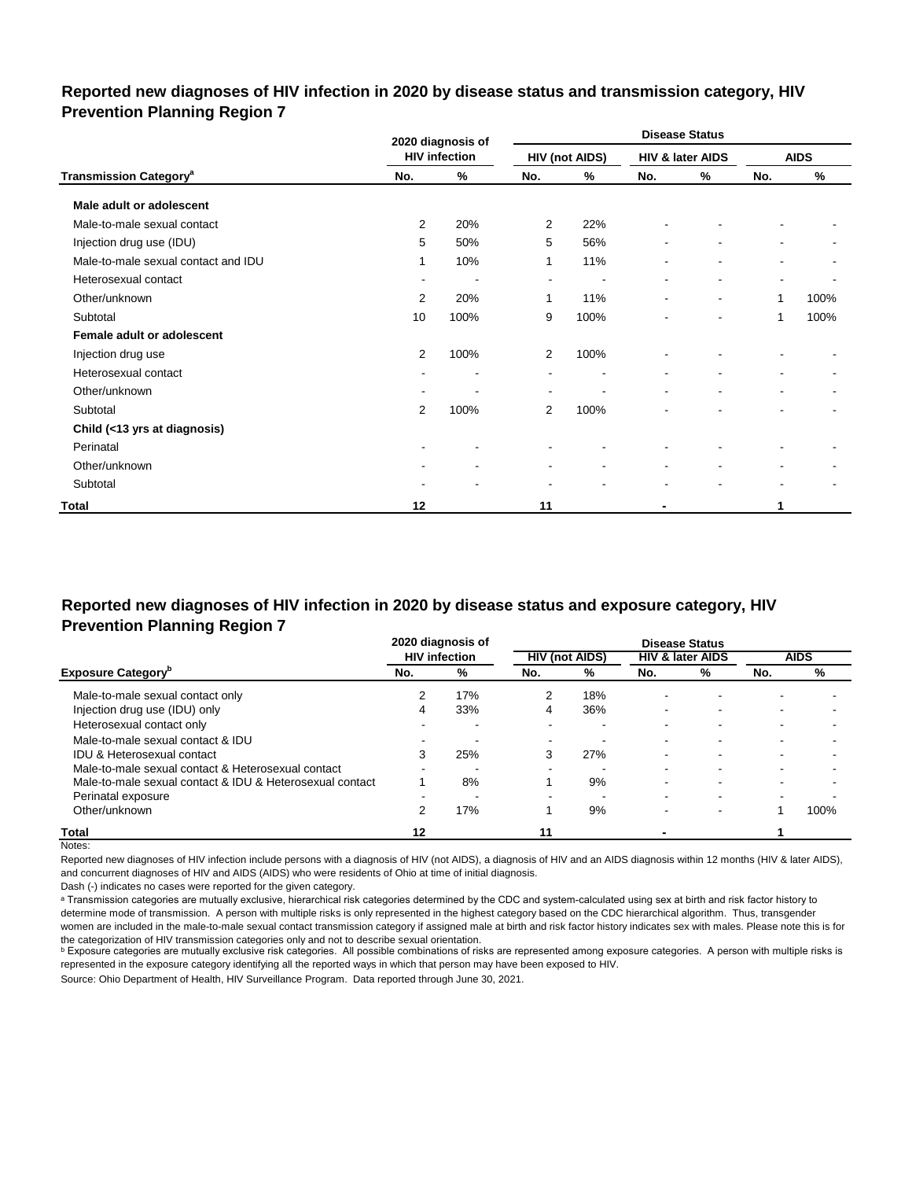## Reported new diagnoses of HIV infection in 2020 by disease status and transmission category, HIV Prevention Planning Region 7

| Transmission Category[a] | 2020 diagnosis of HIV infection | | Disease Status: HIV (not AIDS) | | Disease Status: HIV & later AIDS | | Disease Status: AIDS | |
|---|---|---|---|---|---|---|---|---|
| | No. | % | No. | % | No. | % | No. | % |
| **Male adult or adolescent** | | | | | | | | |
| Male-to-male sexual contact | 2 | 20% | 2 | 22% | - | - | - | - |
| Injection drug use (IDU) | 5 | 50% | 5 | 56% | - | - | - | - |
| Male-to-male sexual contact and IDU | 1 | 10% | 1 | 11% | - | - | - | - |
| Heterosexual contact | - | - | - | - | - | - | - | - |
| Other/unknown | 2 | 20% | 1 | 11% | - | - | 1 | 100% |
| Subtotal | 10 | 100% | 9 | 100% | - | - | 1 | 100% |
| **Female adult or adolescent** | | | | | | | | |
| Injection drug use | 2 | 100% | 2 | 100% | - | - | - | - |
| Heterosexual contact | - | - | - | - | - | - | - | - |
| Other/unknown | - | - | - | - | - | - | - | - |
| Subtotal | 2 | 100% | 2 | 100% | - | - | - | - |
| **Child (<13 yrs at diagnosis)** | | | | | | | | |
| Perinatal | - | - | - | - | - | - | - | - |
| Other/unknown | - | - | - | - | - | - | - | - |
| Subtotal | - | - | - | - | - | - | - | - |
| **Total** | 12 | | 11 | | - | | 1 | |

## Reported new diagnoses of HIV infection in 2020 by disease status and exposure category, HIV Prevention Planning Region 7

| Exposure Category[b] | 2020 diagnosis of HIV infection | | Disease Status: HIV (not AIDS) | | Disease Status: HIV & later AIDS | | Disease Status: AIDS | |
|---|---|---|---|---|---|---|---|---|
| | No. | % | No. | % | No. | % | No. | % |
| Male-to-male sexual contact only | 2 | 17% | 2 | 18% | - | - | - | - |
| Injection drug use (IDU) only | 4 | 33% | 4 | 36% | - | - | - | - |
| Heterosexual contact only | - | - | - | - | - | - | - | - |
| Male-to-male sexual contact & IDU | - | - | - | - | - | - | - | - |
| IDU & Heterosexual contact | 3 | 25% | 3 | 27% | - | - | - | - |
| Male-to-male sexual contact & Heterosexual contact | - | - | - | - | - | - | - | - |
| Male-to-male sexual contact & IDU & Heterosexual contact | 1 | 8% | 1 | 9% | - | - | - | - |
| Perinatal exposure | - | - | - | - | - | - | - | - |
| Other/unknown | 2 | 17% | 1 | 9% | - | - | 1 | 100% |
| **Total** | 12 | | 11 | | - | | 1 | |

Notes:

Reported new diagnoses of HIV infection include persons with a diagnosis of HIV (not AIDS), a diagnosis of HIV and an AIDS diagnosis within 12 months (HIV & later AIDS), and concurrent diagnoses of HIV and AIDS (AIDS) who were residents of Ohio at time of initial diagnosis.

Dash (-) indicates no cases were reported for the given category.

[a] Transmission categories are mutually exclusive, hierarchical risk categories determined by the CDC and system-calculated using sex at birth and risk factor history to determine mode of transmission. A person with multiple risks is only represented in the highest category based on the CDC hierarchical algorithm. Thus, transgender women are included in the male-to-male sexual contact transmission category if assigned male at birth and risk factor history indicates sex with males. Please note this is for the categorization of HIV transmission categories only and not to describe sexual orientation.

[b] Exposure categories are mutually exclusive risk categories. All possible combinations of risks are represented among exposure categories. A person with multiple risks is represented in the exposure category identifying all the reported ways in which that person may have been exposed to HIV.

Source: Ohio Department of Health, HIV Surveillance Program. Data reported through June 30, 2021.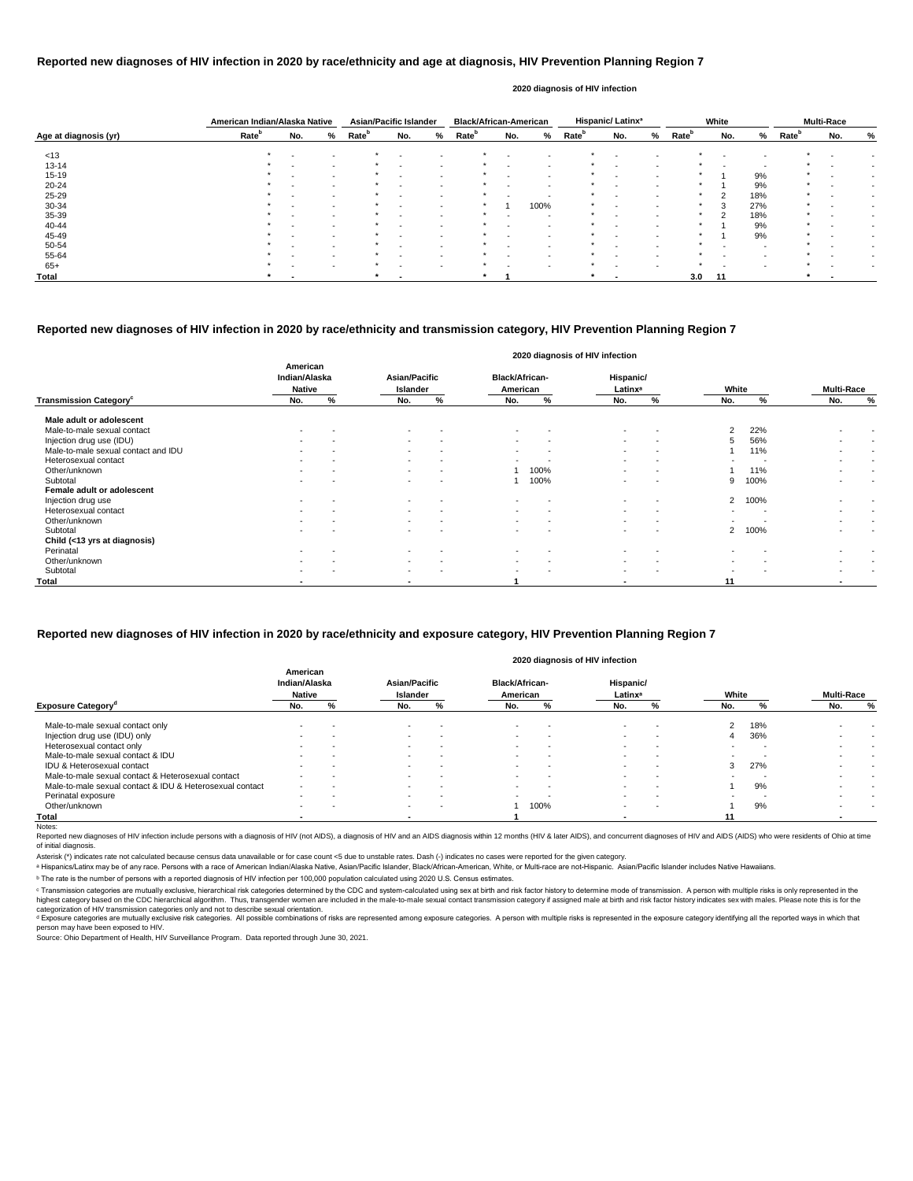## Reported new diagnoses of HIV infection in 2020 by race/ethnicity and age at diagnosis, HIV Prevention Planning Region 7

| | 2020 diagnosis of HIV infection | | | | | | | | | | | | | | | | | |
|---|---|---|---|---|---|---|---|---|---|---|---|---|---|---|---|---|---|---|
| | American Indian/Alaska Native | | | Asian/Pacific Islander | | | Black/African-American | | | Hispanic/ Latinx[a] | | | White | | | Multi-Race | | |
| Age at diagnosis (yr) | Rate[b] | No. | % | Rate[b] | No. | % | Rate[b] | No. | % | Rate[b] | No. | % | Rate[b] | No. | % | Rate[b] | No. | % |
| <13 | * | - | - | * | - | - | * | - | - | * | - | - | * | - | - | * | - | - |
| 13-14 | * | - | - | * | - | - | * | - | - | * | - | - | * | - | - | * | - | - |
| 15-19 | * | - | - | * | - | - | * | - | - | * | - | - | * | 1 | 9% | * | - | - |
| 20-24 | * | - | - | * | - | - | * | - | - | * | - | - | * | 1 | 9% | * | - | - |
| 25-29 | * | - | - | * | - | - | * | - | - | * | - | - | * | 2 | 18% | * | - | - |
| 30-34 | * | - | - | * | - | - | * | 1 | 100% | * | - | - | * | 3 | 27% | * | - | - |
| 35-39 | * | - | - | * | - | - | * | - | - | * | - | - | * | 2 | 18% | * | - | - |
| 40-44 | * | - | - | * | - | - | * | - | - | * | - | - | * | 1 | 9% | * | - | - |
| 45-49 | * | - | - | * | - | - | * | - | - | * | - | - | * | 1 | 9% | * | - | - |
| 50-54 | * | - | - | * | - | - | * | - | - | * | - | - | * | - | - | * | - | - |
| 55-64 | * | - | - | * | - | - | * | - | - | * | - | - | * | - | - | * | - | - |
| 65+ | * | - | - | * | - | - | * | - | - | * | - | - | * | - | - | * | - | - |
| **Total** | * | - | | * | - | | * | 1 | | * | - | | 3.0 | 11 | | * | - | |

## Reported new diagnoses of HIV infection in 2020 by race/ethnicity and transmission category, HIV Prevention Planning Region 7

| | 2020 diagnosis of HIV infection | | | | | | | | | | | |
|---|---|---|---|---|---|---|---|---|---|---|---|---|
| | American Indian/Alaska Native | | Asian/Pacific Islander | | Black/African-American | | Hispanic/ Latinx[a] | | White | | Multi-Race | |
| Transmission Category[c] | No. | % | No. | % | No. | % | No. | % | No. | % | No. | % |
| **Male adult or adolescent** | | | | | | | | | | | | |
| Male-to-male sexual contact | - | - | - | - | - | - | - | - | 2 | 22% | - | - |
| Injection drug use (IDU) | - | - | - | - | - | - | - | - | 5 | 56% | - | - |
| Male-to-male sexual contact and IDU | - | - | - | - | - | - | - | - | 1 | 11% | - | - |
| Heterosexual contact | - | - | - | - | - | - | - | - | - | - | - | - |
| Other/unknown | - | - | - | - | 1 | 100% | - | - | 1 | 11% | - | - |
| Subtotal | - | - | - | - | 1 | 100% | - | - | 9 | 100% | - | - |
| **Female adult or adolescent** | | | | | | | | | | | | |
| Injection drug use | - | - | - | - | - | - | - | - | 2 | 100% | - | - |
| Heterosexual contact | - | - | - | - | - | - | - | - | - | - | - | - |
| Other/unknown | - | - | - | - | - | - | - | - | - | - | - | - |
| Subtotal | - | - | - | - | - | - | - | - | 2 | 100% | - | - |
| **Child (<13 yrs at diagnosis)** | | | | | | | | | | | | |
| Perinatal | - | - | - | - | - | - | - | - | - | - | - | - |
| Other/unknown | - | - | - | - | - | - | - | - | - | - | - | - |
| Subtotal | - | - | - | - | - | - | - | - | - | - | - | - |
| **Total** | - | | - | | 1 | | - | | 11 | | - | |

## Reported new diagnoses of HIV infection in 2020 by race/ethnicity and exposure category, HIV Prevention Planning Region 7

| | 2020 diagnosis of HIV infection | | | | | | | | | | | |
|---|---|---|---|---|---|---|---|---|---|---|---|---|
| | American Indian/Alaska Native | | Asian/Pacific Islander | | Black/African-American | | Hispanic/ Latinx[a] | | White | | Multi-Race | |
| Exposure Category[d] | No. | % | No. | % | No. | % | No. | % | No. | % | No. | % |
| Male-to-male sexual contact only | - | - | - | - | - | - | - | - | 2 | 18% | - | - |
| Injection drug use (IDU) only | - | - | - | - | - | - | - | - | 4 | 36% | - | - |
| Heterosexual contact only | - | - | - | - | - | - | - | - | - | - | - | - |
| Male-to-male sexual contact & IDU | - | - | - | - | - | - | - | - | - | - | - | - |
| IDU & Heterosexual contact | - | - | - | - | - | - | - | - | 3 | 27% | - | - |
| Male-to-male sexual contact & Heterosexual contact | - | - | - | - | - | - | - | - | - | - | - | - |
| Male-to-male sexual contact & IDU & Heterosexual contact | - | - | - | - | - | - | - | - | 1 | 9% | - | - |
| Perinatal exposure | - | - | - | - | - | - | - | - | - | - | - | - |
| Other/unknown | - | - | - | - | 1 | 100% | - | - | 1 | 9% | - | - |
| **Total** | - | | - | | 1 | | - | | 11 | | - | |

Notes:

Reported new diagnoses of HIV infection include persons with a diagnosis of HIV (not AIDS), a diagnosis of HIV and an AIDS diagnosis within 12 months (HIV & later AIDS), and concurrent diagnoses of HIV and AIDS (AIDS) who were residents of Ohio at time of initial diagnosis.

Asterisk (*) indicates rate not calculated because census data unavailable or for case count <5 due to unstable rates. Dash (-) indicates no cases were reported for the given category.

[a] Hispanics/Latinx may be of any race. Persons with a race of American Indian/Alaska Native, Asian/Pacific Islander, Black/African-American, White, or Multi-race are not-Hispanic. Asian/Pacific Islander includes Native Hawaiians.

[b] The rate is the number of persons with a reported diagnosis of HIV infection per 100,000 population calculated using 2020 U.S. Census estimates.

[c] Transmission categories are mutually exclusive, hierarchical risk categories determined by the CDC and system-calculated using sex at birth and risk factor history to determine mode of transmission. A person with multiple risks is only represented in the highest category based on the CDC hierarchical algorithm. Thus, transgender women are included in the male-to-male sexual contact transmission category if assigned male at birth and risk factor history indicates sex with males. Please note this is for the categorization of HIV transmission categories only and not to describe sexual orientation.

[d] Exposure categories are mutually exclusive risk categories. All possible combinations of risks are represented among exposure categories. A person with multiple risks is represented in the exposure category identifying all the reported ways in which that person may have been exposed to HIV.

Source: Ohio Department of Health, HIV Surveillance Program. Data reported through June 30, 2021.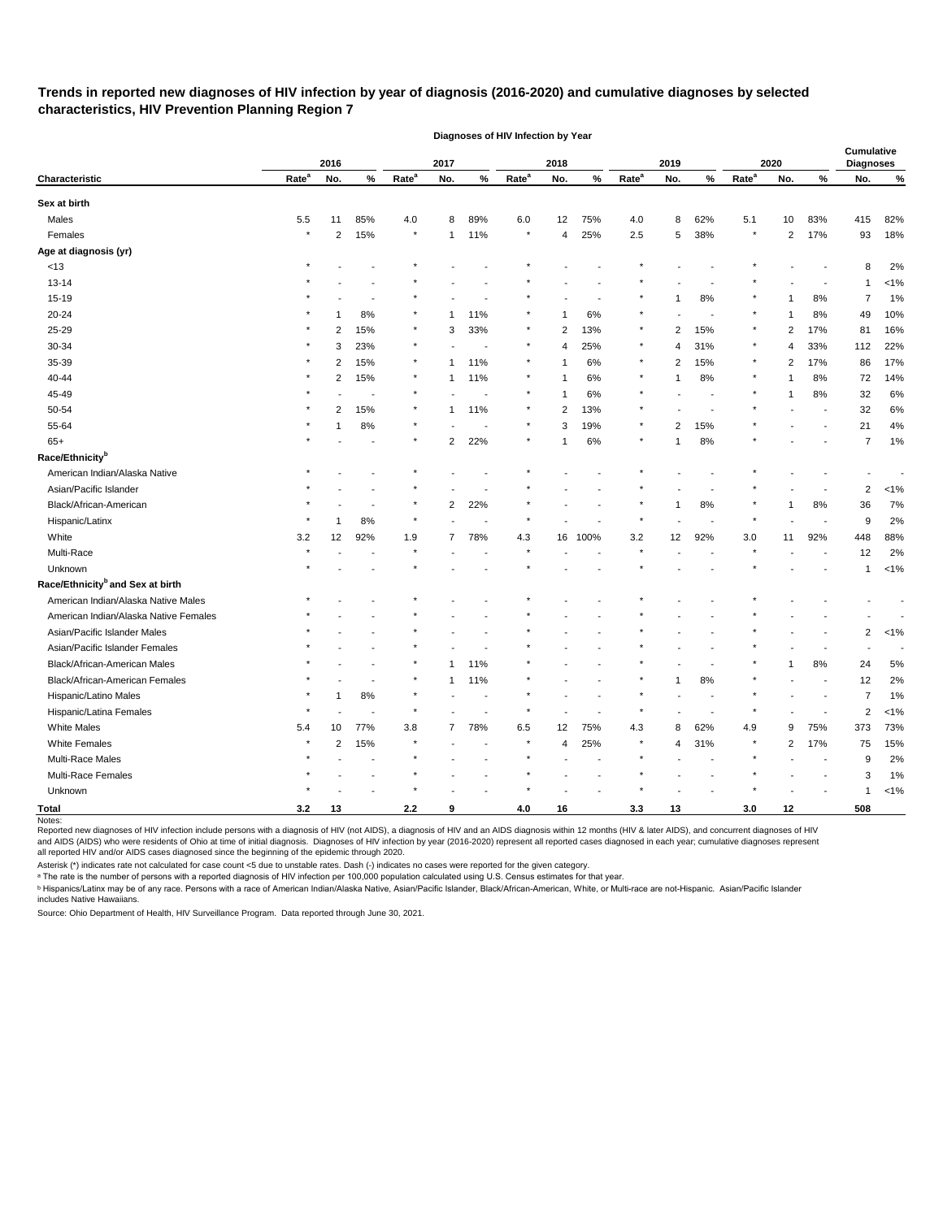# Trends in reported new diagnoses of HIV infection by year of diagnosis (2016-2020) and cumulative diagnoses by selected characteristics, HIV Prevention Planning Region 7

| | Diagnoses of HIV Infection by Year | | | | | | | | | | | | | | | Cumulative Diagnoses | |
|---|---|---|---|---|---|---|---|---|---|---|---|---|---|---|---|---|---|
| | 2016 | | | 2017 | | | 2018 | | | 2019 | | | 2020 | | | | |
| Characteristic | Rate[a] | No. | % | Rate[a] | No. | % | Rate[a] | No. | % | Rate[a] | No. | % | Rate[a] | No. | % | No. | % |
| **Sex at birth** | | | | | | | | | | | | | | | | | |
| Males | 5.5 | 11 | 85% | 4.0 | 8 | 89% | 6.0 | 12 | 75% | 4.0 | 8 | 62% | 5.1 | 10 | 83% | 415 | 82% |
| Females | * | 2 | 15% | * | 1 | 11% | * | 4 | 25% | 2.5 | 5 | 38% | * | 2 | 17% | 93 | 18% |
| **Age at diagnosis (yr)** | | | | | | | | | | | | | | | | | |
| <13 | * | - | - | * | - | - | * | - | - | * | - | - | * | - | - | 8 | 2% |
| 13-14 | * | - | - | * | - | - | * | - | - | * | - | - | * | - | - | 1 | <1% |
| 15-19 | * | - | - | * | - | - | * | - | - | * | 1 | 8% | * | 1 | 8% | 7 | 1% |
| 20-24 | * | 1 | 8% | * | 1 | 11% | * | 1 | 6% | * | - | - | * | 1 | 8% | 49 | 10% |
| 25-29 | * | 2 | 15% | * | 3 | 33% | * | 2 | 13% | * | 2 | 15% | * | 2 | 17% | 81 | 16% |
| 30-34 | * | 3 | 23% | * | - | - | * | 4 | 25% | * | 4 | 31% | * | 4 | 33% | 112 | 22% |
| 35-39 | * | 2 | 15% | * | 1 | 11% | * | 1 | 6% | * | 2 | 15% | * | 2 | 17% | 86 | 17% |
| 40-44 | * | 2 | 15% | * | 1 | 11% | * | 1 | 6% | * | 1 | 8% | * | 1 | 8% | 72 | 14% |
| 45-49 | * | - | - | * | - | - | * | 1 | 6% | * | - | - | * | 1 | 8% | 32 | 6% |
| 50-54 | * | 2 | 15% | * | 1 | 11% | * | 2 | 13% | * | - | - | * | - | - | 32 | 6% |
| 55-64 | * | 1 | 8% | * | - | - | * | 3 | 19% | * | 2 | 15% | * | - | - | 21 | 4% |
| 65+ | * | - | - | * | 2 | 22% | * | 1 | 6% | * | 1 | 8% | * | - | - | 7 | 1% |
| **Race/Ethnicity[b]** | | | | | | | | | | | | | | | | | |
| American Indian/Alaska Native | * | - | - | * | - | - | * | - | - | * | - | - | * | - | - | - | - |
| Asian/Pacific Islander | * | - | - | * | - | - | * | - | - | * | - | - | * | - | - | 2 | <1% |
| Black/African-American | * | - | - | * | 2 | 22% | * | - | - | * | 1 | 8% | * | 1 | 8% | 36 | 7% |
| Hispanic/Latinx | * | 1 | 8% | * | - | - | * | - | - | * | - | - | * | - | - | 9 | 2% |
| White | 3.2 | 12 | 92% | 1.9 | 7 | 78% | 4.3 | 16 | 100% | 3.2 | 12 | 92% | 3.0 | 11 | 92% | 448 | 88% |
| Multi-Race | * | - | - | * | - | - | * | - | - | * | - | - | * | - | - | 12 | 2% |
| Unknown | * | - | - | * | - | - | * | - | - | * | - | - | * | - | - | 1 | <1% |
| **Race/Ethnicity[b] and Sex at birth** | | | | | | | | | | | | | | | | | |
| American Indian/Alaska Native Males | * | - | - | * | - | - | * | - | - | * | - | - | * | - | - | - | - |
| American Indian/Alaska Native Females | * | - | - | * | - | - | * | - | - | * | - | - | * | - | - | - | - |
| Asian/Pacific Islander Males | * | - | - | * | - | - | * | - | - | * | - | - | * | - | - | 2 | <1% |
| Asian/Pacific Islander Females | * | - | - | * | - | - | * | - | - | * | - | - | * | - | - | - | - |
| Black/African-American Males | * | - | - | * | 1 | 11% | * | - | - | * | - | - | * | 1 | 8% | 24 | 5% |
| Black/African-American Females | * | - | - | * | 1 | 11% | * | - | - | * | 1 | 8% | * | - | - | 12 | 2% |
| Hispanic/Latino Males | * | 1 | 8% | * | - | - | * | - | - | * | - | - | * | - | - | 7 | 1% |
| Hispanic/Latina Females | * | - | - | * | - | - | * | - | - | * | - | - | * | - | - | 2 | <1% |
| White Males | 5.4 | 10 | 77% | 3.8 | 7 | 78% | 6.5 | 12 | 75% | 4.3 | 8 | 62% | 4.9 | 9 | 75% | 373 | 73% |
| White Females | * | 2 | 15% | * | - | - | * | 4 | 25% | * | 4 | 31% | * | 2 | 17% | 75 | 15% |
| Multi-Race Males | * | - | - | * | - | - | * | - | - | * | - | - | * | - | - | 9 | 2% |
| Multi-Race Females | * | - | - | * | - | - | * | - | - | * | - | - | * | - | - | 3 | 1% |
| Unknown | * | - | - | * | - | - | * | - | - | * | - | - | * | - | - | 1 | <1% |
| **Total** | **3.2** | **13** | | **2.2** | **9** | | **4.0** | **16** | | **3.3** | **13** | | **3.0** | **12** | | **508** | |

Notes:

Reported new diagnoses of HIV infection include persons with a diagnosis of HIV (not AIDS), a diagnosis of HIV and an AIDS diagnosis within 12 months (HIV & later AIDS), and concurrent diagnoses of HIV and AIDS (AIDS) who were residents of Ohio at time of initial diagnosis. Diagnoses of HIV infection by year (2016-2020) represent all reported cases diagnosed in each year; cumulative diagnoses represent all reported HIV and/or AIDS cases diagnosed since the beginning of the epidemic through 2020.

Asterisk (*) indicates rate not calculated for case count <5 due to unstable rates. Dash (-) indicates no cases were reported for the given category.

[a] The rate is the number of persons with a reported diagnosis of HIV infection per 100,000 population calculated using U.S. Census estimates for that year.

[b] Hispanics/Latinx may be of any race. Persons with a race of American Indian/Alaska Native, Asian/Pacific Islander, Black/African-American, White, or Multi-race are not-Hispanic. Asian/Pacific Islander includes Native Hawaiians.

Source: Ohio Department of Health, HIV Surveillance Program. Data reported through June 30, 2021.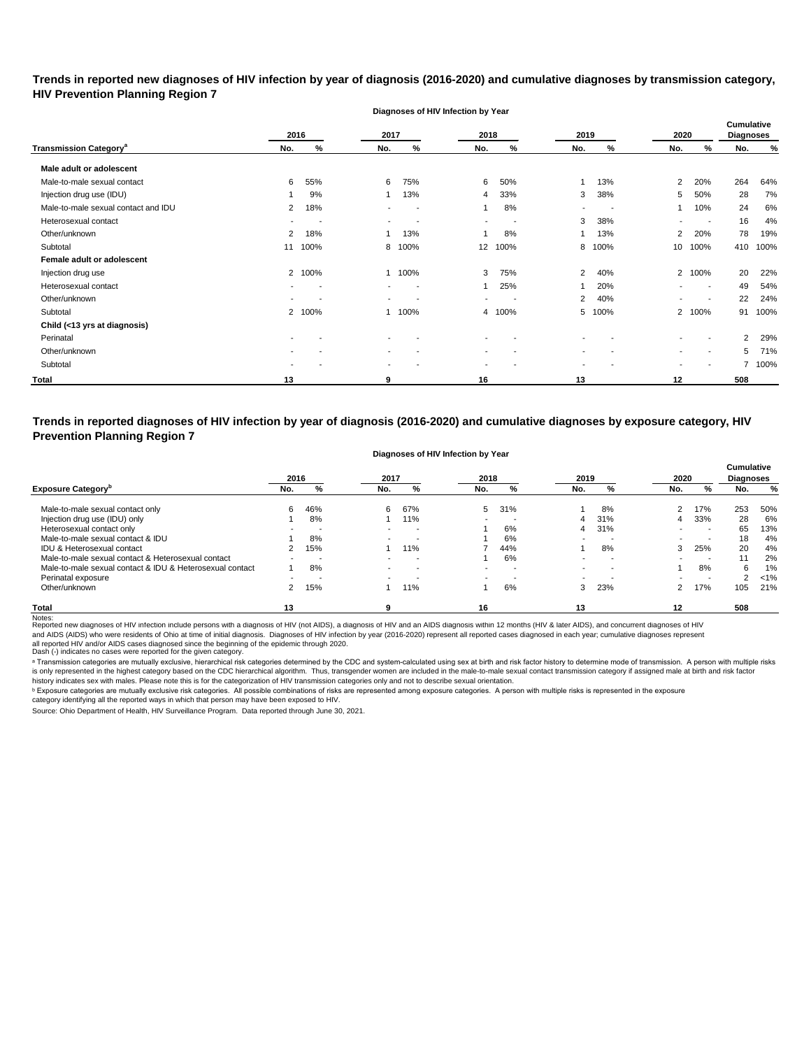## Trends in reported new diagnoses of HIV infection by year of diagnosis (2016-2020) and cumulative diagnoses by transmission category, HIV Prevention Planning Region 7

| Transmission Category[a] | 2016 No. | 2016 % | 2017 No. | 2017 % | 2018 No. | 2018 % | 2019 No. | 2019 % | 2020 No. | 2020 % | Cumulative Diagnoses No. | Cumulative Diagnoses % |
|---|---|---|---|---|---|---|---|---|---|---|---|---|
| **Male adult or adolescent** | | | | | | | | | | | | |
| Male-to-male sexual contact | 6 | 55% | 6 | 75% | 6 | 50% | 1 | 13% | 2 | 20% | 264 | 64% |
| Injection drug use (IDU) | 1 | 9% | 1 | 13% | 4 | 33% | 3 | 38% | 5 | 50% | 28 | 7% |
| Male-to-male sexual contact and IDU | 2 | 18% | - | - | 1 | 8% | - | - | 1 | 10% | 24 | 6% |
| Heterosexual contact | - | - | - | - | - | - | 3 | 38% | - | - | 16 | 4% |
| Other/unknown | 2 | 18% | 1 | 13% | 1 | 8% | 1 | 13% | 2 | 20% | 78 | 19% |
| Subtotal | 11 | 100% | 8 | 100% | 12 | 100% | 8 | 100% | 10 | 100% | 410 | 100% |
| **Female adult or adolescent** | | | | | | | | | | | | |
| Injection drug use | 2 | 100% | 1 | 100% | 3 | 75% | 2 | 40% | 2 | 100% | 20 | 22% |
| Heterosexual contact | - | - | - | - | 1 | 25% | 1 | 20% | - | - | 49 | 54% |
| Other/unknown | - | - | - | - | - | - | 2 | 40% | - | - | 22 | 24% |
| Subtotal | 2 | 100% | 1 | 100% | 4 | 100% | 5 | 100% | 2 | 100% | 91 | 100% |
| **Child (<13 yrs at diagnosis)** | | | | | | | | | | | | |
| Perinatal | - | - | - | - | - | - | - | - | - | - | 2 | 29% |
| Other/unknown | - | - | - | - | - | - | - | - | - | - | 5 | 71% |
| Subtotal | - | - | - | - | - | - | - | - | - | - | 7 | 100% |
| **Total** | **13** | | **9** | | **16** | | **13** | | **12** | | **508** | |

## Trends in reported diagnoses of HIV infection by year of diagnosis (2016-2020) and cumulative diagnoses by exposure category, HIV Prevention Planning Region 7

| Exposure Category[b] | 2016 No. | 2016 % | 2017 No. | 2017 % | 2018 No. | 2018 % | 2019 No. | 2019 % | 2020 No. | 2020 % | Cumulative Diagnoses No. | Cumulative Diagnoses % |
|---|---|---|---|---|---|---|---|---|---|---|---|---|
| Male-to-male sexual contact only | 6 | 46% | 6 | 67% | 5 | 31% | 1 | 8% | 2 | 17% | 253 | 50% |
| Injection drug use (IDU) only | 1 | 8% | 1 | 11% | - | - | 4 | 31% | 4 | 33% | 28 | 6% |
| Heterosexual contact only | - | - | - | - | 1 | 6% | 4 | 31% | - | - | 65 | 13% |
| Male-to-male sexual contact & IDU | 1 | 8% | - | - | 1 | 6% | - | - | - | - | 18 | 4% |
| IDU & Heterosexual contact | 2 | 15% | 1 | 11% | 7 | 44% | 1 | 8% | 3 | 25% | 20 | 4% |
| Male-to-male sexual contact & Heterosexual contact | - | - | - | - | 1 | 6% | - | - | - | - | 11 | 2% |
| Male-to-male sexual contact & IDU & Heterosexual contact | 1 | 8% | - | - | - | - | - | - | 1 | 8% | 6 | 1% |
| Perinatal exposure | - | - | - | - | - | - | - | - | - | - | 2 | <1% |
| Other/unknown | 2 | 15% | 1 | 11% | 1 | 6% | 3 | 23% | 2 | 17% | 105 | 21% |
| **Total** | **13** | | **9** | | **16** | | **13** | | **12** | | **508** | |

Notes:
Reported new diagnoses of HIV infection include persons with a diagnosis of HIV (not AIDS), a diagnosis of HIV and an AIDS diagnosis within 12 months (HIV & later AIDS), and concurrent diagnoses of HIV and AIDS (AIDS) who were residents of Ohio at time of initial diagnosis. Diagnoses of HIV infection by year (2016-2020) represent all reported cases diagnosed in each year; cumulative diagnoses represent all reported HIV and/or AIDS cases diagnosed since the beginning of the epidemic through 2020.
Dash (-) indicates no cases were reported for the given category.

[a] Transmission categories are mutually exclusive, hierarchical risk categories determined by the CDC and system-calculated using sex at birth and risk factor history to determine mode of transmission. A person with multiple risks is only represented in the highest category based on the CDC hierarchical algorithm. Thus, transgender women are included in the male-to-male sexual contact transmission category if assigned male at birth and risk factor history indicates sex with males. Please note this is for the categorization of HIV transmission categories only and not to describe sexual orientation.

[b] Exposure categories are mutually exclusive risk categories. All possible combinations of risks are represented among exposure categories. A person with multiple risks is represented in the exposure category identifying all the reported ways in which that person may have been exposed to HIV.

Source: Ohio Department of Health, HIV Surveillance Program. Data reported through June 30, 2021.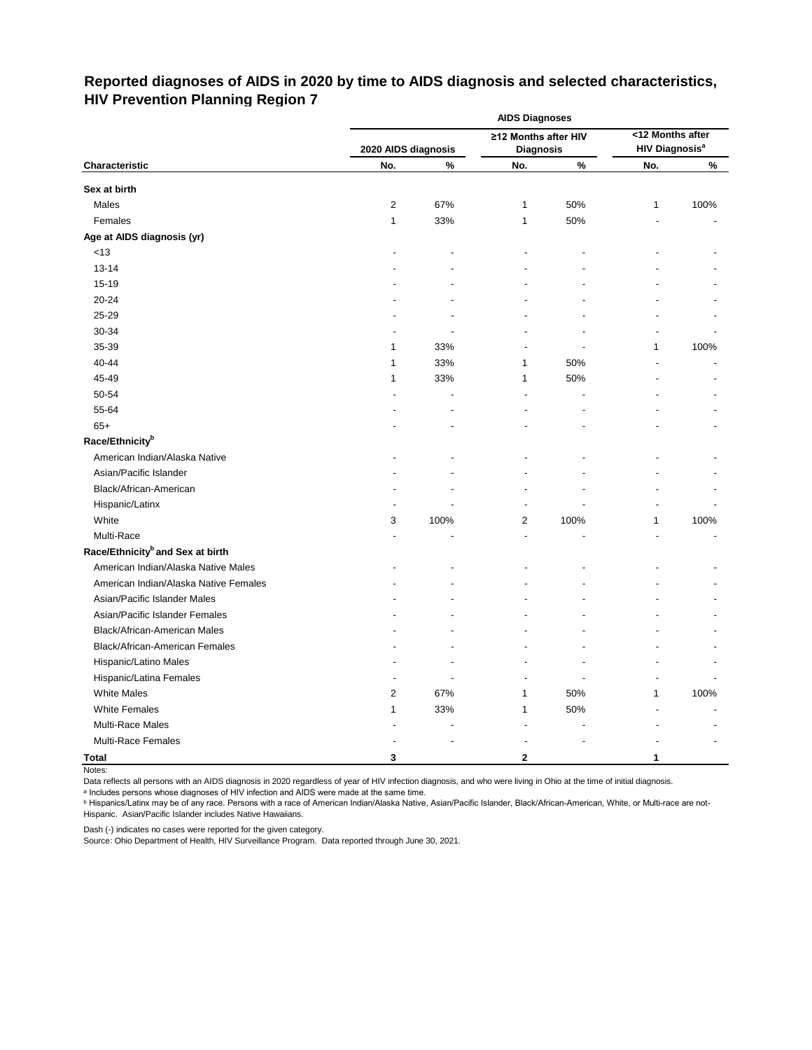## Reported diagnoses of AIDS in 2020 by time to AIDS diagnosis and selected characteristics, HIV Prevention Planning Region 7

| | AIDS Diagnoses | | | | | |
|---|---|---|---|---|---|---|
| | 2020 AIDS diagnosis | | ≥12 Months after HIV Diagnosis | | <12 Months after HIV Diagnosis[a] | |
| Characteristic | No. | % | No. | % | No. | % |
| **Sex at birth** | | | | | | |
| Males | 2 | 67% | 1 | 50% | 1 | 100% |
| Females | 1 | 33% | 1 | 50% | - | - |
| **Age at AIDS diagnosis (yr)** | | | | | | |
| <13 | - | - | - | - | - | - |
| 13-14 | - | - | - | - | - | - |
| 15-19 | - | - | - | - | - | - |
| 20-24 | - | - | - | - | - | - |
| 25-29 | - | - | - | - | - | - |
| 30-34 | - | - | - | - | - | - |
| 35-39 | 1 | 33% | - | - | 1 | 100% |
| 40-44 | 1 | 33% | 1 | 50% | - | - |
| 45-49 | 1 | 33% | 1 | 50% | - | - |
| 50-54 | - | - | - | - | - | - |
| 55-64 | - | - | - | - | - | - |
| 65+ | - | - | - | - | - | - |
| **Race/Ethnicity[b]** | | | | | | |
| American Indian/Alaska Native | - | - | - | - | - | - |
| Asian/Pacific Islander | - | - | - | - | - | - |
| Black/African-American | - | - | - | - | - | - |
| Hispanic/Latinx | - | - | - | - | - | - |
| White | 3 | 100% | 2 | 100% | 1 | 100% |
| Multi-Race | - | - | - | - | - | - |
| **Race/Ethnicity[b] and Sex at birth** | | | | | | |
| American Indian/Alaska Native Males | - | - | - | - | - | - |
| American Indian/Alaska Native Females | - | - | - | - | - | - |
| Asian/Pacific Islander Males | - | - | - | - | - | - |
| Asian/Pacific Islander Females | - | - | - | - | - | - |
| Black/African-American Males | - | - | - | - | - | - |
| Black/African-American Females | - | - | - | - | - | - |
| Hispanic/Latino Males | - | - | - | - | - | - |
| Hispanic/Latina Females | - | - | - | - | - | - |
| White Males | 2 | 67% | 1 | 50% | 1 | 100% |
| White Females | 1 | 33% | 1 | 50% | - | - |
| Multi-Race Males | - | - | - | - | - | - |
| Multi-Race Females | - | - | - | - | - | - |
| **Total** | **3** | | **2** | | **1** | |

Notes:

Data reflects all persons with an AIDS diagnosis in 2020 regardless of year of HIV infection diagnosis, and who were living in Ohio at the time of initial diagnosis.

[a] Includes persons whose diagnoses of HIV infection and AIDS were made at the same time.

[b] Hispanics/Latinx may be of any race. Persons with a race of American Indian/Alaska Native, Asian/Pacific Islander, Black/African-American, White, or Multi-race are not-Hispanic. Asian/Pacific Islander includes Native Hawaiians.

Dash (-) indicates no cases were reported for the given category.

Source: Ohio Department of Health, HIV Surveillance Program. Data reported through June 30, 2021.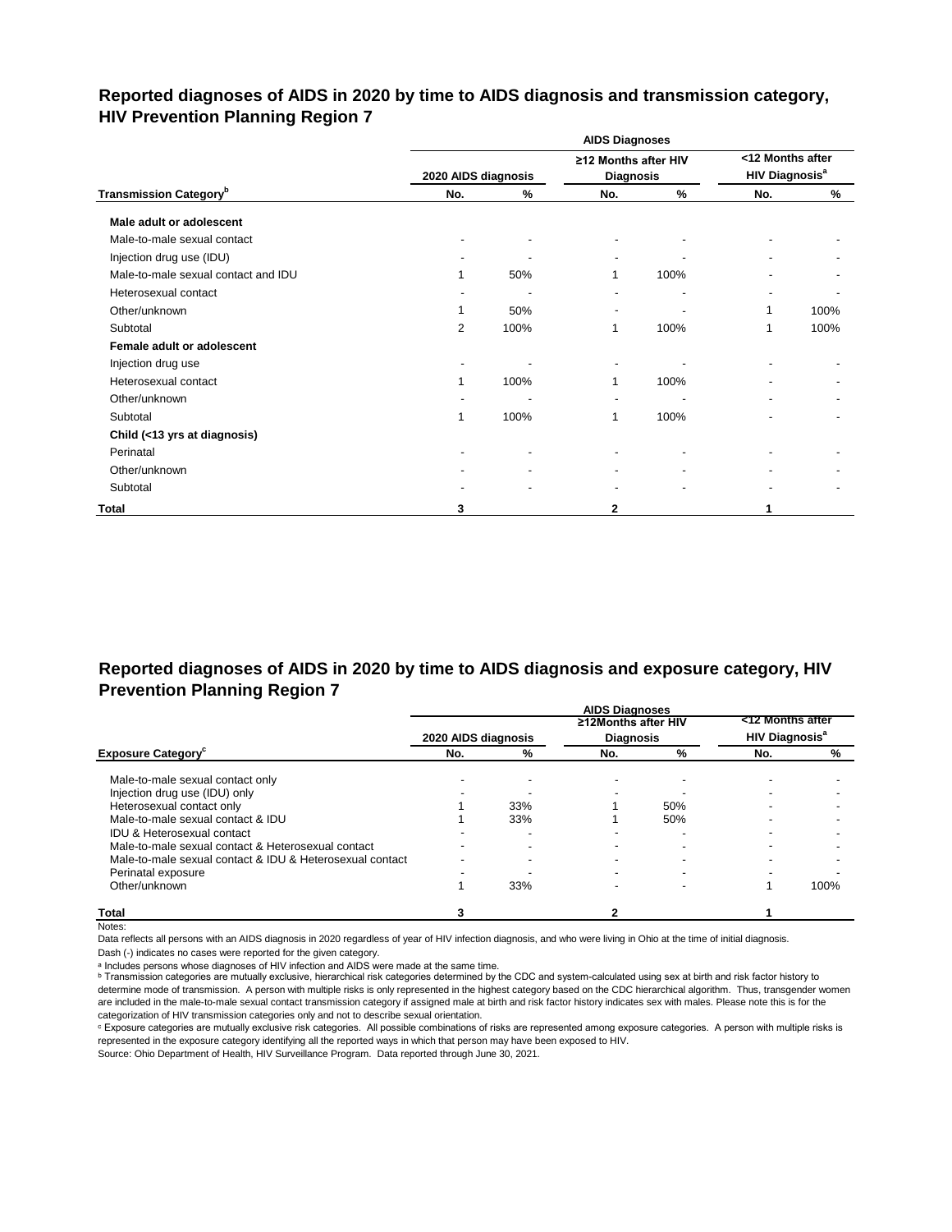## Reported diagnoses of AIDS in 2020 by time to AIDS diagnosis and transmission category, HIV Prevention Planning Region 7

| Transmission Category[b] | AIDS Diagnoses | | | | | |
|---|---|---|---|---|---|---|
| | 2020 AIDS diagnosis | | ≥12 Months after HIV Diagnosis | | <12 Months after HIV Diagnosis[a] | |
| | No. | % | No. | % | No. | % |
| **Male adult or adolescent** | | | | | | |
| Male-to-male sexual contact | - | - | - | - | - | - |
| Injection drug use (IDU) | - | - | - | - | - | - |
| Male-to-male sexual contact and IDU | 1 | 50% | 1 | 100% | - | - |
| Heterosexual contact | - | - | - | - | - | - |
| Other/unknown | 1 | 50% | - | - | 1 | 100% |
| Subtotal | 2 | 100% | 1 | 100% | 1 | 100% |
| **Female adult or adolescent** | | | | | | |
| Injection drug use | - | - | - | - | - | - |
| Heterosexual contact | 1 | 100% | 1 | 100% | - | - |
| Other/unknown | - | - | - | - | - | - |
| Subtotal | 1 | 100% | 1 | 100% | - | - |
| **Child (<13 yrs at diagnosis)** | | | | | | |
| Perinatal | - | - | - | - | - | - |
| Other/unknown | - | - | - | - | - | - |
| Subtotal | - | - | - | - | - | - |
| **Total** | **3** | | **2** | | **1** | |

## Reported diagnoses of AIDS in 2020 by time to AIDS diagnosis and exposure category, HIV Prevention Planning Region 7

| Exposure Category[c] | AIDS Diagnoses | | | | | |
|---|---|---|---|---|---|---|
| | 2020 AIDS diagnosis | | ≥12Months after HIV Diagnosis | | <12 Months after HIV Diagnosis[a] | |
| | No. | % | No. | % | No. | % |
| Male-to-male sexual contact only | - | - | - | - | - | - |
| Injection drug use (IDU) only | - | - | - | - | - | - |
| Heterosexual contact only | 1 | 33% | 1 | 50% | - | - |
| Male-to-male sexual contact & IDU | 1 | 33% | 1 | 50% | - | - |
| IDU & Heterosexual contact | - | - | - | - | - | - |
| Male-to-male sexual contact & Heterosexual contact | - | - | - | - | - | - |
| Male-to-male sexual contact & IDU & Heterosexual contact | - | - | - | - | - | - |
| Perinatal exposure | - | - | - | - | - | - |
| Other/unknown | 1 | 33% | - | - | 1 | 100% |
| **Total** | **3** | | **2** | | **1** | |

Notes:

Data reflects all persons with an AIDS diagnosis in 2020 regardless of year of HIV infection diagnosis, and who were living in Ohio at the time of initial diagnosis.

Dash (-) indicates no cases were reported for the given category.

[a] Includes persons whose diagnoses of HIV infection and AIDS were made at the same time.

[b] Transmission categories are mutually exclusive, hierarchical risk categories determined by the CDC and system-calculated using sex at birth and risk factor history to determine mode of transmission. A person with multiple risks is only represented in the highest category based on the CDC hierarchical algorithm. Thus, transgender women are included in the male-to-male sexual contact transmission category if assigned male at birth and risk factor history indicates sex with males. Please note this is for the categorization of HIV transmission categories only and not to describe sexual orientation.

[c] Exposure categories are mutually exclusive risk categories. All possible combinations of risks are represented among exposure categories. A person with multiple risks is represented in the exposure category identifying all the reported ways in which that person may have been exposed to HIV.

Source: Ohio Department of Health, HIV Surveillance Program. Data reported through June 30, 2021.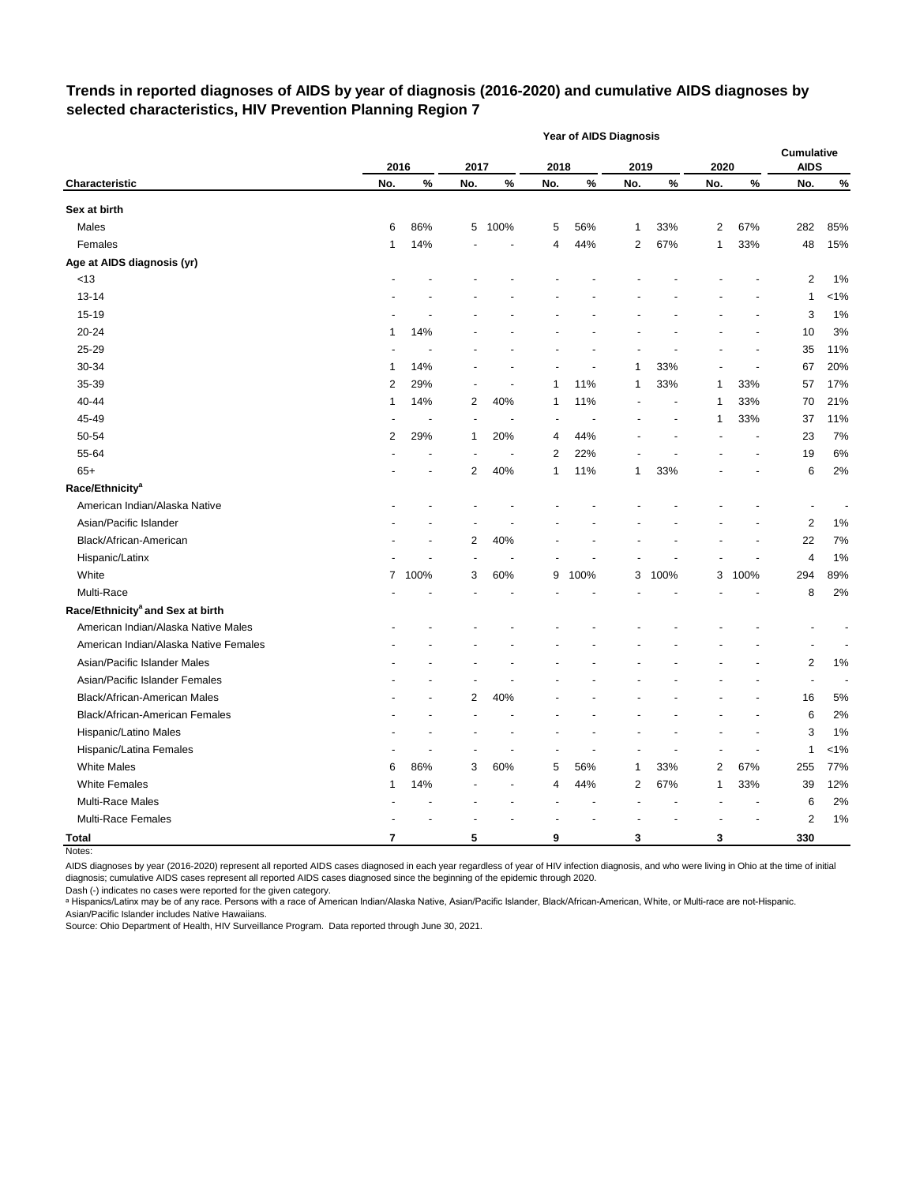## Trends in reported diagnoses of AIDS by year of diagnosis (2016-2020) and cumulative AIDS diagnoses by selected characteristics, HIV Prevention Planning Region 7

| Characteristic | 2016 No. | 2016 % | 2017 No. | 2017 % | 2018 No. | 2018 % | 2019 No. | 2019 % | 2020 No. | 2020 % | Cumulative AIDS No. | Cumulative AIDS % |
|---|---|---|---|---|---|---|---|---|---|---|---|---|
| **Sex at birth** | | | | | | | | | | | | |
| Males | 6 | 86% | 5 | 100% | 5 | 56% | 1 | 33% | 2 | 67% | 282 | 85% |
| Females | 1 | 14% | - | - | 4 | 44% | 2 | 67% | 1 | 33% | 48 | 15% |
| **Age at AIDS diagnosis (yr)** | | | | | | | | | | | | |
| <13 | - | - | - | - | - | - | - | - | - | - | 2 | 1% |
| 13-14 | - | - | - | - | - | - | - | - | - | - | 1 | <1% |
| 15-19 | - | - | - | - | - | - | - | - | - | - | 3 | 1% |
| 20-24 | 1 | 14% | - | - | - | - | - | - | - | - | 10 | 3% |
| 25-29 | - | - | - | - | - | - | - | - | - | - | 35 | 11% |
| 30-34 | 1 | 14% | - | - | - | - | 1 | 33% | - | - | 67 | 20% |
| 35-39 | 2 | 29% | - | - | 1 | 11% | 1 | 33% | 1 | 33% | 57 | 17% |
| 40-44 | 1 | 14% | 2 | 40% | 1 | 11% | - | - | 1 | 33% | 70 | 21% |
| 45-49 | - | - | - | - | - | - | - | - | 1 | 33% | 37 | 11% |
| 50-54 | 2 | 29% | 1 | 20% | 4 | 44% | - | - | - | - | 23 | 7% |
| 55-64 | - | - | - | - | 2 | 22% | - | - | - | - | 19 | 6% |
| 65+ | - | - | 2 | 40% | 1 | 11% | 1 | 33% | - | - | 6 | 2% |
| **Race/Ethnicity[a]** | | | | | | | | | | | | |
| American Indian/Alaska Native | - | - | - | - | - | - | - | - | - | - | - | - |
| Asian/Pacific Islander | - | - | - | - | - | - | - | - | - | - | 2 | 1% |
| Black/African-American | - | - | 2 | 40% | - | - | - | - | - | - | 22 | 7% |
| Hispanic/Latinx | - | - | - | - | - | - | - | - | - | - | 4 | 1% |
| White | 7 | 100% | 3 | 60% | 9 | 100% | 3 | 100% | 3 | 100% | 294 | 89% |
| Multi-Race | - | - | - | - | - | - | - | - | - | - | 8 | 2% |
| **Race/Ethnicity[a] and Sex at birth** | | | | | | | | | | | | |
| American Indian/Alaska Native Males | - | - | - | - | - | - | - | - | - | - | - | - |
| American Indian/Alaska Native Females | - | - | - | - | - | - | - | - | - | - | - | - |
| Asian/Pacific Islander Males | - | - | - | - | - | - | - | - | - | - | 2 | 1% |
| Asian/Pacific Islander Females | - | - | - | - | - | - | - | - | - | - | - | - |
| Black/African-American Males | - | - | 2 | 40% | - | - | - | - | - | - | 16 | 5% |
| Black/African-American Females | - | - | - | - | - | - | - | - | - | - | 6 | 2% |
| Hispanic/Latino Males | - | - | - | - | - | - | - | - | - | - | 3 | 1% |
| Hispanic/Latina Females | - | - | - | - | - | - | - | - | - | - | 1 | <1% |
| White Males | 6 | 86% | 3 | 60% | 5 | 56% | 1 | 33% | 2 | 67% | 255 | 77% |
| White Females | 1 | 14% | - | - | 4 | 44% | 2 | 67% | 1 | 33% | 39 | 12% |
| Multi-Race Males | - | - | - | - | - | - | - | - | - | - | 6 | 2% |
| Multi-Race Females | - | - | - | - | - | - | - | - | - | - | 2 | 1% |
| **Total** | **7** | | **5** | | **9** | | **3** | | **3** | | **330** | |

Notes:

AIDS diagnoses by year (2016-2020) represent all reported AIDS cases diagnosed in each year regardless of year of HIV infection diagnosis, and who were living in Ohio at the time of initial diagnosis; cumulative AIDS cases represent all reported AIDS cases diagnosed since the beginning of the epidemic through 2020.

Dash (-) indicates no cases were reported for the given category.

[a] Hispanics/Latinx may be of any race. Persons with a race of American Indian/Alaska Native, Asian/Pacific Islander, Black/African-American, White, or Multi-race are not-Hispanic.
Asian/Pacific Islander includes Native Hawaiians.

Source: Ohio Department of Health, HIV Surveillance Program. Data reported through June 30, 2021.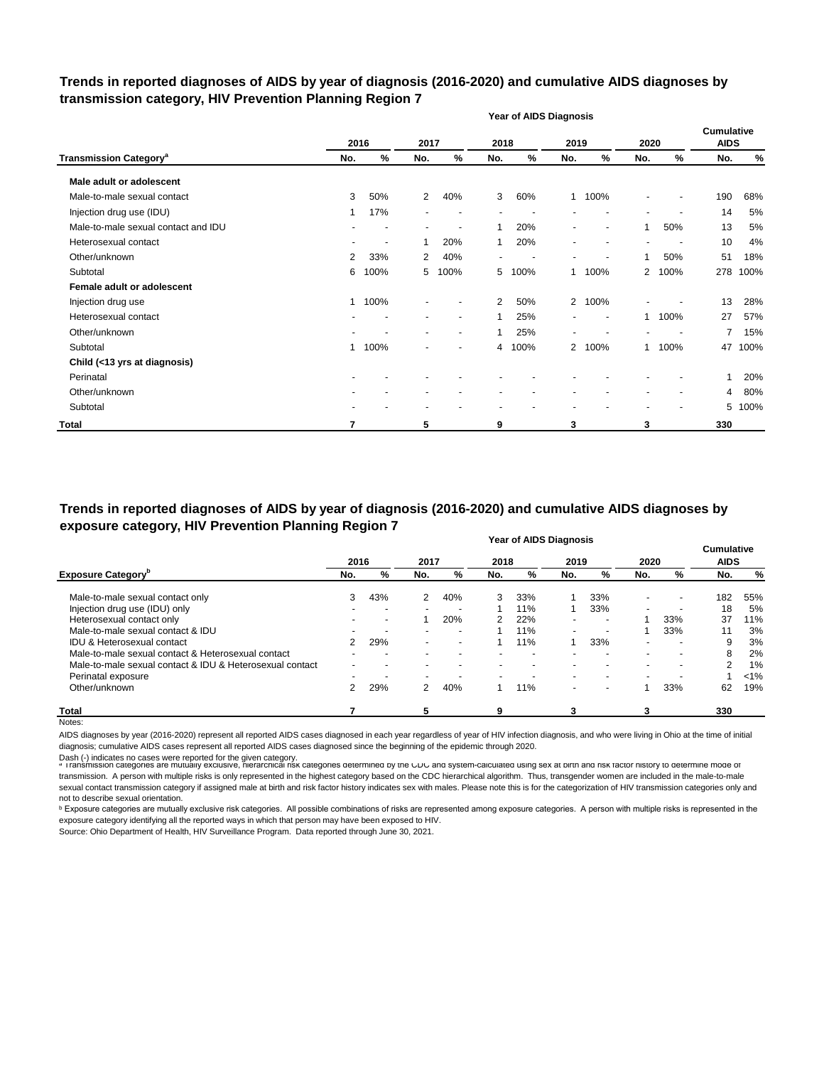## Trends in reported diagnoses of AIDS by year of diagnosis (2016-2020) and cumulative AIDS diagnoses by transmission category, HIV Prevention Planning Region 7

| | Year of AIDS Diagnosis | | | | | | | | | | | |
|---|---|---|---|---|---|---|---|---|---|---|---|---|
| | 2016 | | 2017 | | 2018 | | 2019 | | 2020 | | Cumulative AIDS | |
| Transmission Category[a] | No. | % | No. | % | No. | % | No. | % | No. | % | No. | % |
| **Male adult or adolescent** | | | | | | | | | | | | |
| Male-to-male sexual contact | 3 | 50% | 2 | 40% | 3 | 60% | 1 | 100% | - | - | 190 | 68% |
| Injection drug use (IDU) | 1 | 17% | - | - | - | - | - | - | - | - | 14 | 5% |
| Male-to-male sexual contact and IDU | - | - | - | - | 1 | 20% | - | - | 1 | 50% | 13 | 5% |
| Heterosexual contact | - | - | 1 | 20% | 1 | 20% | - | - | - | - | 10 | 4% |
| Other/unknown | 2 | 33% | 2 | 40% | - | - | - | - | 1 | 50% | 51 | 18% |
| Subtotal | 6 | 100% | 5 | 100% | 5 | 100% | 1 | 100% | 2 | 100% | 278 | 100% |
| **Female adult or adolescent** | | | | | | | | | | | | |
| Injection drug use | 1 | 100% | - | - | 2 | 50% | 2 | 100% | - | - | 13 | 28% |
| Heterosexual contact | - | - | - | - | 1 | 25% | - | - | 1 | 100% | 27 | 57% |
| Other/unknown | - | - | - | - | 1 | 25% | - | - | - | - | 7 | 15% |
| Subtotal | 1 | 100% | - | - | 4 | 100% | 2 | 100% | 1 | 100% | 47 | 100% |
| **Child (<13 yrs at diagnosis)** | | | | | | | | | | | | |
| Perinatal | - | - | - | - | - | - | - | - | - | - | 1 | 20% |
| Other/unknown | - | - | - | - | - | - | - | - | - | - | 4 | 80% |
| Subtotal | - | - | - | - | - | - | - | - | - | - | 5 | 100% |
| **Total** | **7** | | **5** | | **9** | | **3** | | **3** | | **330** | |

## Trends in reported diagnoses of AIDS by year of diagnosis (2016-2020) and cumulative AIDS diagnoses by exposure category, HIV Prevention Planning Region 7

| | Year of AIDS Diagnosis | | | | | | | | | | | |
|---|---|---|---|---|---|---|---|---|---|---|---|---|
| | 2016 | | 2017 | | 2018 | | 2019 | | 2020 | | Cumulative AIDS | |
| Exposure Category[b] | No. | % | No. | % | No. | % | No. | % | No. | % | No. | % |
| Male-to-male sexual contact only | 3 | 43% | 2 | 40% | 3 | 33% | 1 | 33% | - | - | 182 | 55% |
| Injection drug use (IDU) only | - | - | - | - | 1 | 11% | 1 | 33% | - | - | 18 | 5% |
| Heterosexual contact only | - | - | 1 | 20% | 2 | 22% | - | - | 1 | 33% | 37 | 11% |
| Male-to-male sexual contact & IDU | - | - | - | - | 1 | 11% | - | - | 1 | 33% | 11 | 3% |
| IDU & Heterosexual contact | 2 | 29% | - | - | 1 | 11% | 1 | 33% | - | - | 9 | 3% |
| Male-to-male sexual contact & Heterosexual contact | - | - | - | - | - | - | - | - | - | - | 8 | 2% |
| Male-to-male sexual contact & IDU & Heterosexual contact | - | - | - | - | - | - | - | - | - | - | 2 | 1% |
| Perinatal exposure | - | - | - | - | - | - | - | - | - | - | 1 | <1% |
| Other/unknown | 2 | 29% | 2 | 40% | 1 | 11% | - | - | 1 | 33% | 62 | 19% |
| **Total** | **7** | | **5** | | **9** | | **3** | | **3** | | **330** | |

Notes:

AIDS diagnoses by year (2016-2020) represent all reported AIDS cases diagnosed in each year regardless of year of HIV infection diagnosis, and who were living in Ohio at the time of initial diagnosis; cumulative AIDS cases represent all reported AIDS cases diagnosed since the beginning of the epidemic through 2020.

Dash (-) indicates no cases were reported for the given category.

[a] Transmission categories are mutually exclusive, hierarchical risk categories determined by the CDC and system-calculated using sex at birth and risk factor history to determine mode of transmission. A person with multiple risks is only represented in the highest category based on the CDC hierarchical algorithm. Thus, transgender women are included in the male-to-male sexual contact transmission category if assigned male at birth and risk factor history indicates sex with males. Please note this is for the categorization of HIV transmission categories only and not to describe sexual orientation.

[b] Exposure categories are mutually exclusive risk categories. All possible combinations of risks are represented among exposure categories. A person with multiple risks is represented in the exposure category identifying all the reported ways in which that person may have been exposed to HIV.

Source: Ohio Department of Health, HIV Surveillance Program. Data reported through June 30, 2021.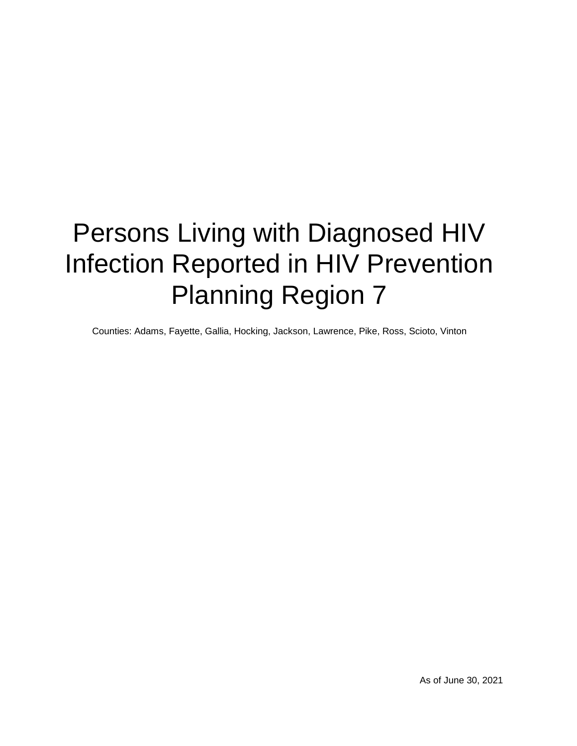# Persons Living with Diagnosed HIV Infection Reported in HIV Prevention Planning Region 7

Counties: Adams, Fayette, Gallia, Hocking, Jackson, Lawrence, Pike, Ross, Scioto, Vinton

As of June 30, 2021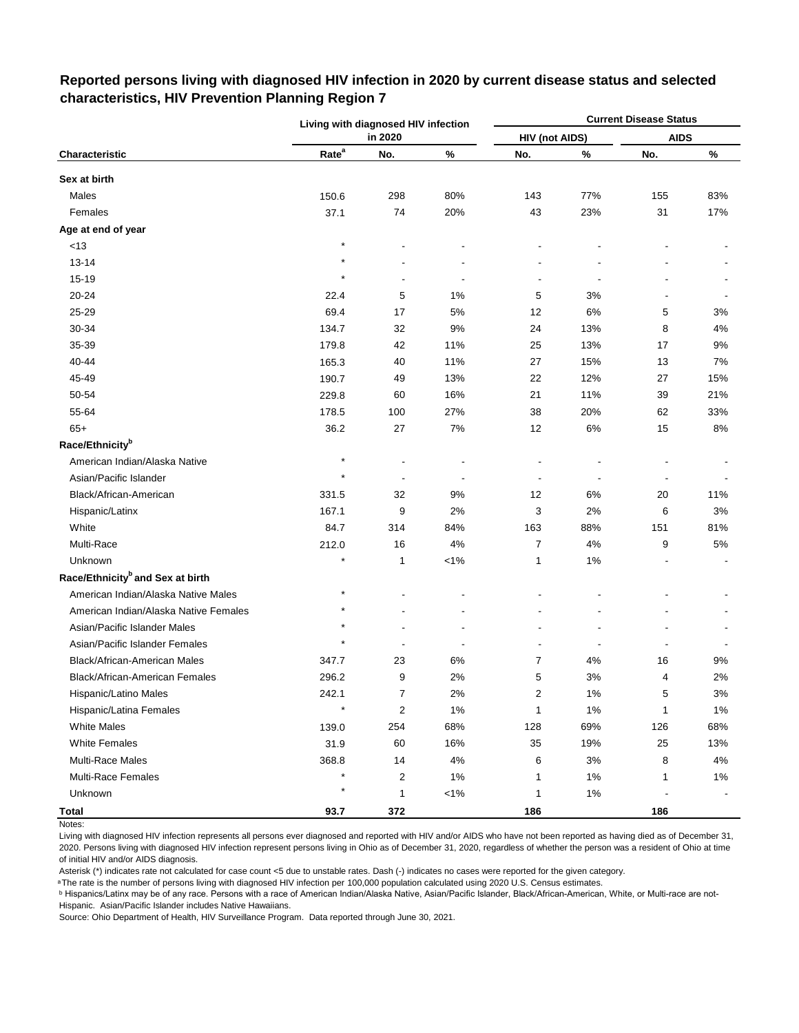## Reported persons living with diagnosed HIV infection in 2020 by current disease status and selected characteristics, HIV Prevention Planning Region 7

| | Living with diagnosed HIV infection in 2020 | | | Current Disease Status | | | |
|---|---|---|---|---|---|---|---|
| | | | | HIV (not AIDS) | | AIDS | |
| Characteristic | Rate[a] | No. | % | No. | % | No. | % |
| **Sex at birth** | | | | | | | |
| Males | 150.6 | 298 | 80% | 143 | 77% | 155 | 83% |
| Females | 37.1 | 74 | 20% | 43 | 23% | 31 | 17% |
| **Age at end of year** | | | | | | | |
| <13 | * | - | - | - | - | - | - |
| 13-14 | * | - | - | - | - | - | - |
| 15-19 | * | - | - | - | - | - | - |
| 20-24 | 22.4 | 5 | 1% | 5 | 3% | - | - |
| 25-29 | 69.4 | 17 | 5% | 12 | 6% | 5 | 3% |
| 30-34 | 134.7 | 32 | 9% | 24 | 13% | 8 | 4% |
| 35-39 | 179.8 | 42 | 11% | 25 | 13% | 17 | 9% |
| 40-44 | 165.3 | 40 | 11% | 27 | 15% | 13 | 7% |
| 45-49 | 190.7 | 49 | 13% | 22 | 12% | 27 | 15% |
| 50-54 | 229.8 | 60 | 16% | 21 | 11% | 39 | 21% |
| 55-64 | 178.5 | 100 | 27% | 38 | 20% | 62 | 33% |
| 65+ | 36.2 | 27 | 7% | 12 | 6% | 15 | 8% |
| **Race/Ethnicity[b]** | | | | | | | |
| American Indian/Alaska Native | * | - | - | - | - | - | - |
| Asian/Pacific Islander | * | - | - | - | - | - | - |
| Black/African-American | 331.5 | 32 | 9% | 12 | 6% | 20 | 11% |
| Hispanic/Latinx | 167.1 | 9 | 2% | 3 | 2% | 6 | 3% |
| White | 84.7 | 314 | 84% | 163 | 88% | 151 | 81% |
| Multi-Race | 212.0 | 16 | 4% | 7 | 4% | 9 | 5% |
| Unknown | * | 1 | <1% | 1 | 1% | - | - |
| **Race/Ethnicity[b] and Sex at birth** | | | | | | | |
| American Indian/Alaska Native Males | * | - | - | - | - | - | - |
| American Indian/Alaska Native Females | * | - | - | - | - | - | - |
| Asian/Pacific Islander Males | * | - | - | - | - | - | - |
| Asian/Pacific Islander Females | * | - | - | - | - | - | - |
| Black/African-American Males | 347.7 | 23 | 6% | 7 | 4% | 16 | 9% |
| Black/African-American Females | 296.2 | 9 | 2% | 5 | 3% | 4 | 2% |
| Hispanic/Latino Males | 242.1 | 7 | 2% | 2 | 1% | 5 | 3% |
| Hispanic/Latina Females | * | 2 | 1% | 1 | 1% | 1 | 1% |
| White Males | 139.0 | 254 | 68% | 128 | 69% | 126 | 68% |
| White Females | 31.9 | 60 | 16% | 35 | 19% | 25 | 13% |
| Multi-Race Males | 368.8 | 14 | 4% | 6 | 3% | 8 | 4% |
| Multi-Race Females | * | 2 | 1% | 1 | 1% | 1 | 1% |
| Unknown | * | 1 | <1% | 1 | 1% | - | - |
| **Total** | **93.7** | **372** | | **186** | | **186** | |

Notes:

Living with diagnosed HIV infection represents all persons ever diagnosed and reported with HIV and/or AIDS who have not been reported as having died as of December 31, 2020. Persons living with diagnosed HIV infection represent persons living in Ohio as of December 31, 2020, regardless of whether the person was a resident of Ohio at time of initial HIV and/or AIDS diagnosis.

Asterisk (*) indicates rate not calculated for case count <5 due to unstable rates. Dash (-) indicates no cases were reported for the given category.

[a] The rate is the number of persons living with diagnosed HIV infection per 100,000 population calculated using 2020 U.S. Census estimates.

[b] Hispanics/Latinx may be of any race. Persons with a race of American Indian/Alaska Native, Asian/Pacific Islander, Black/African-American, White, or Multi-race are not-Hispanic. Asian/Pacific Islander includes Native Hawaiians.

Source: Ohio Department of Health, HIV Surveillance Program. Data reported through June 30, 2021.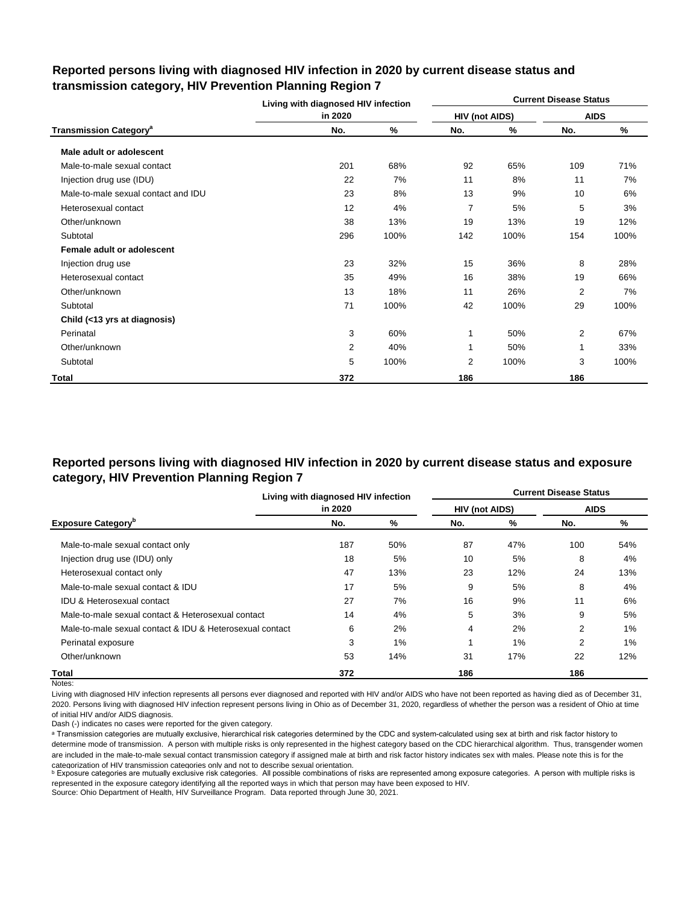## Reported persons living with diagnosed HIV infection in 2020 by current disease status and transmission category, HIV Prevention Planning Region 7

| Transmission Category[a] | Living with diagnosed HIV infection in 2020 | | Current Disease Status: HIV (not AIDS) | | Current Disease Status: AIDS | |
|---|---|---|---|---|---|---|
| | No. | % | No. | % | No. | % |
| **Male adult or adolescent** | | | | | | |
| Male-to-male sexual contact | 201 | 68% | 92 | 65% | 109 | 71% |
| Injection drug use (IDU) | 22 | 7% | 11 | 8% | 11 | 7% |
| Male-to-male sexual contact and IDU | 23 | 8% | 13 | 9% | 10 | 6% |
| Heterosexual contact | 12 | 4% | 7 | 5% | 5 | 3% |
| Other/unknown | 38 | 13% | 19 | 13% | 19 | 12% |
| Subtotal | 296 | 100% | 142 | 100% | 154 | 100% |
| **Female adult or adolescent** | | | | | | |
| Injection drug use | 23 | 32% | 15 | 36% | 8 | 28% |
| Heterosexual contact | 35 | 49% | 16 | 38% | 19 | 66% |
| Other/unknown | 13 | 18% | 11 | 26% | 2 | 7% |
| Subtotal | 71 | 100% | 42 | 100% | 29 | 100% |
| **Child (<13 yrs at diagnosis)** | | | | | | |
| Perinatal | 3 | 60% | 1 | 50% | 2 | 67% |
| Other/unknown | 2 | 40% | 1 | 50% | 1 | 33% |
| Subtotal | 5 | 100% | 2 | 100% | 3 | 100% |
| **Total** | **372** | | **186** | | **186** | |

## Reported persons living with diagnosed HIV infection in 2020 by current disease status and exposure category, HIV Prevention Planning Region 7

| Exposure Category[b] | Living with diagnosed HIV infection in 2020 | | Current Disease Status: HIV (not AIDS) | | Current Disease Status: AIDS | |
|---|---|---|---|---|---|---|
| | No. | % | No. | % | No. | % |
| Male-to-male sexual contact only | 187 | 50% | 87 | 47% | 100 | 54% |
| Injection drug use (IDU) only | 18 | 5% | 10 | 5% | 8 | 4% |
| Heterosexual contact only | 47 | 13% | 23 | 12% | 24 | 13% |
| Male-to-male sexual contact & IDU | 17 | 5% | 9 | 5% | 8 | 4% |
| IDU & Heterosexual contact | 27 | 7% | 16 | 9% | 11 | 6% |
| Male-to-male sexual contact & Heterosexual contact | 14 | 4% | 5 | 3% | 9 | 5% |
| Male-to-male sexual contact & IDU & Heterosexual contact | 6 | 2% | 4 | 2% | 2 | 1% |
| Perinatal exposure | 3 | 1% | 1 | 1% | 2 | 1% |
| Other/unknown | 53 | 14% | 31 | 17% | 22 | 12% |
| **Total** | **372** | | **186** | | **186** | |

Notes:

Living with diagnosed HIV infection represents all persons ever diagnosed and reported with HIV and/or AIDS who have not been reported as having died as of December 31, 2020. Persons living with diagnosed HIV infection represent persons living in Ohio as of December 31, 2020, regardless of whether the person was a resident of Ohio at time of initial HIV and/or AIDS diagnosis.

Dash (-) indicates no cases were reported for the given category.

[a] Transmission categories are mutually exclusive, hierarchical risk categories determined by the CDC and system-calculated using sex at birth and risk factor history to determine mode of transmission. A person with multiple risks is only represented in the highest category based on the CDC hierarchical algorithm. Thus, transgender women are included in the male-to-male sexual contact transmission category if assigned male at birth and risk factor history indicates sex with males. Please note this is for the categorization of HIV transmission categories only and not to describe sexual orientation.

[b] Exposure categories are mutually exclusive risk categories. All possible combinations of risks are represented among exposure categories. A person with multiple risks is represented in the exposure category identifying all the reported ways in which that person may have been exposed to HIV.

Source: Ohio Department of Health, HIV Surveillance Program. Data reported through June 30, 2021.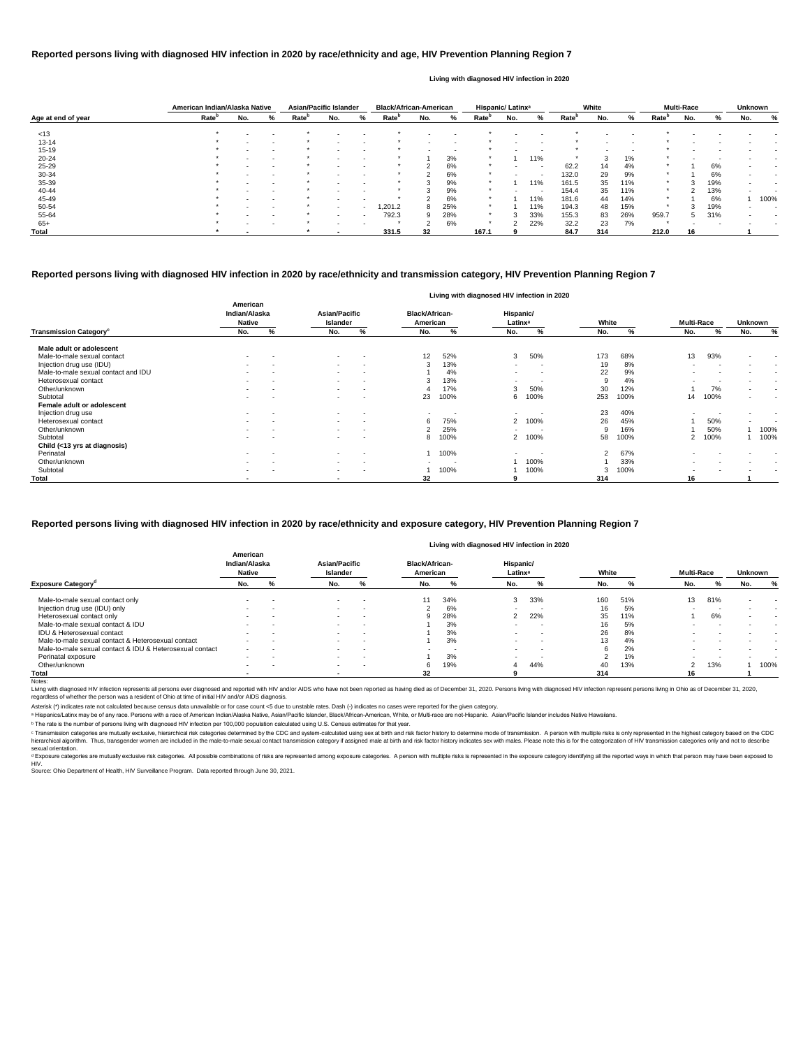## Reported persons living with diagnosed HIV infection in 2020 by race/ethnicity and age, HIV Prevention Planning Region 7

Living with diagnosed HIV infection in 2020

| Age at end of year | American Indian/Alaska Native Rate[b] | No. | % | Asian/Pacific Islander Rate[b] | No. | % | Black/African-American Rate[b] | No. | % | Hispanic/ Latinx[a] Rate[b] | No. | % | White Rate[b] | No. | % | Multi-Race Rate[b] | No. | % | Unknown No. | % |
|---|---|---|---|---|---|---|---|---|---|---|---|---|---|---|---|---|---|---|---|---|
| <13 | * | - | - | * | - | - | * | - | - | * | - | - | * | - | - | * | - | - | - | - |
| 13-14 | * | - | - | * | - | - | * | - | - | * | - | - | * | - | - | * | - | - | - | - |
| 15-19 | * | - | - | * | - | - | * | - | - | * | - | - | * | - | - | * | - | - | - | - |
| 20-24 | * | - | - | * | - | - | * | 1 | 3% | * | 1 | 11% | * | 3 | 1% | * | - | - | - | - |
| 25-29 | * | - | - | * | - | - | * | 2 | 6% | * | - | - | 62.2 | 14 | 4% | * | 1 | 6% | - | - |
| 30-34 | * | - | - | * | - | - | * | 2 | 6% | * | - | - | 132.0 | 29 | 9% | * | 1 | 6% | - | - |
| 35-39 | * | - | - | * | - | - | * | 3 | 9% | * | 1 | 11% | 161.5 | 35 | 11% | * | 3 | 19% | - | - |
| 40-44 | * | - | - | * | - | - | * | 3 | 9% | * | - | - | 154.4 | 35 | 11% | * | 2 | 13% | - | - |
| 45-49 | * | - | - | * | - | - | * | 2 | 6% | * | 1 | 11% | 181.6 | 44 | 14% | * | 1 | 6% | 1 | 100% |
| 50-54 | * | - | - | * | - | - | 1,201.2 | 8 | 25% | * | 1 | 11% | 194.3 | 48 | 15% | * | 3 | 19% | - | - |
| 55-64 | * | - | - | * | - | - | 792.3 | 9 | 28% | * | 3 | 33% | 155.3 | 83 | 26% | 959.7 | 5 | 31% | - | - |
| 65+ | * | - | - | * | - | - | * | 2 | 6% | * | 2 | 22% | 32.2 | 23 | 7% | * | - | - | - | - |
| **Total** | * | - | | * | - | | 331.5 | 32 | | 167.1 | 9 | | 84.7 | 314 | | 212.0 | 16 | | 1 | |

## Reported persons living with diagnosed HIV infection in 2020 by race/ethnicity and transmission category, HIV Prevention Planning Region 7

Living with diagnosed HIV infection in 2020

| Transmission Category[c] | American Indian/Alaska Native No. | % | Asian/Pacific Islander No. | % | Black/African-American No. | % | Hispanic/ Latinx[a] No. | % | White No. | % | Multi-Race No. | % | Unknown No. | % |
|---|---|---|---|---|---|---|---|---|---|---|---|---|---|---|
| **Male adult or adolescent** | | | | | | | | | | | | | | |
| Male-to-male sexual contact | - | - | - | - | 12 | 52% | 3 | 50% | 173 | 68% | 13 | 93% | - | - |
| Injection drug use (IDU) | - | - | - | - | 3 | 13% | - | - | 19 | 8% | - | - | - | - |
| Male-to-male sexual contact and IDU | - | - | - | - | 1 | 4% | - | - | 22 | 9% | - | - | - | - |
| Heterosexual contact | - | - | - | - | 3 | 13% | - | - | 9 | 4% | - | - | - | - |
| Other/unknown | - | - | - | - | 4 | 17% | 3 | 50% | 30 | 12% | 1 | 7% | - | - |
| Subtotal | - | - | - | - | 23 | 100% | 6 | 100% | 253 | 100% | 14 | 100% | - | - |
| **Female adult or adolescent** | | | | | | | | | | | | | | |
| Injection drug use | - | - | - | - | - | - | - | - | 23 | 40% | - | - | - | - |
| Heterosexual contact | - | - | - | - | 6 | 75% | 2 | 100% | 26 | 45% | 1 | 50% | - | - |
| Other/unknown | - | - | - | - | 2 | 25% | - | - | 9 | 16% | 1 | 50% | 1 | 100% |
| Subtotal | - | - | - | - | 8 | 100% | 2 | 100% | 58 | 100% | 2 | 100% | 1 | 100% |
| **Child (<13 yrs at diagnosis)** | | | | | | | | | | | | | | |
| Perinatal | - | - | - | - | 1 | 100% | - | - | 2 | 67% | - | - | - | - |
| Other/unknown | - | - | - | - | - | - | 1 | 100% | 1 | 33% | - | - | - | - |
| Subtotal | - | - | - | - | 1 | 100% | 1 | 100% | 3 | 100% | - | - | - | - |
| **Total** | - | | - | | 32 | | 9 | | 314 | | 16 | | 1 | |

## Reported persons living with diagnosed HIV infection in 2020 by race/ethnicity and exposure category, HIV Prevention Planning Region 7

Living with diagnosed HIV infection in 2020

| Exposure Category[d] | American Indian/Alaska Native No. | % | Asian/Pacific Islander No. | % | Black/African-American No. | % | Hispanic/ Latinx[a] No. | % | White No. | % | Multi-Race No. | % | Unknown No. | % |
|---|---|---|---|---|---|---|---|---|---|---|---|---|---|---|
| Male-to-male sexual contact only | - | - | - | - | 11 | 34% | 3 | 33% | 160 | 51% | 13 | 81% | - | - |
| Injection drug use (IDU) only | - | - | - | - | 2 | 6% | - | - | 16 | 5% | - | - | - | - |
| Heterosexual contact only | - | - | - | - | 9 | 28% | 2 | 22% | 35 | 11% | 1 | 6% | - | - |
| Male-to-male sexual contact & IDU | - | - | - | - | 1 | 3% | - | - | 16 | 5% | - | - | - | - |
| IDU & Heterosexual contact | - | - | - | - | 1 | 3% | - | - | 26 | 8% | - | - | - | - |
| Male-to-male sexual contact & Heterosexual contact | - | - | - | - | 1 | 3% | - | - | 13 | 4% | - | - | - | - |
| Male-to-male sexual contact & IDU & Heterosexual contact | - | - | - | - | - | - | - | - | 6 | 2% | - | - | - | - |
| Perinatal exposure | - | - | - | - | 1 | 3% | - | - | 2 | 1% | - | - | - | - |
| Other/unknown | - | - | - | - | 6 | 19% | 4 | 44% | 40 | 13% | 2 | 13% | 1 | 100% |
| **Total** | - | | - | | 32 | | 9 | | 314 | | 16 | | 1 | |

Notes:

Living with diagnosed HIV infection represents all persons ever diagnosed and reported with HIV and/or AIDS who have not been reported as having died as of December 31, 2020. Persons living with diagnosed HIV infection represent persons living in Ohio as of December 31, 2020, regardless of whether the person was a resident of Ohio at time of initial HIV and/or AIDS diagnosis.

Asterisk (*) indicates rate not calculated because census data unavailable or for case count <5 due to unstable rates. Dash (-) indicates no cases were reported for the given category.

[a] Hispanics/Latinx may be of any race. Persons with a race of American Indian/Alaska Native, Asian/Pacific Islander, Black/African-American, White, or Multi-race are not-Hispanic. Asian/Pacific Islander includes Native Hawaiians.

[b] The rate is the number of persons living with diagnosed HIV infection per 100,000 population calculated using U.S. Census estimates for that year.

[c] Transmission categories are mutually exclusive, hierarchical risk categories determined by the CDC and system-calculated using sex at birth and risk factor history to determine mode of transmission. A person with multiple risks is only represented in the highest category based on the CDC hierarchical algorithm. Thus, transgender women are included in the male-to-male sexual contact transmission category if assigned male at birth and risk factor history indicates sex with males. Please note this is for the categorization of HIV transmission categories only and not to describe sexual orientation.

[d] Exposure categories are mutually exclusive risk categories. All possible combinations of risks are represented among exposure categories. A person with multiple risks is represented in the exposure category identifying all the reported ways in which that person may have been exposed to HIV.

Source: Ohio Department of Health, HIV Surveillance Program. Data reported through June 30, 2021.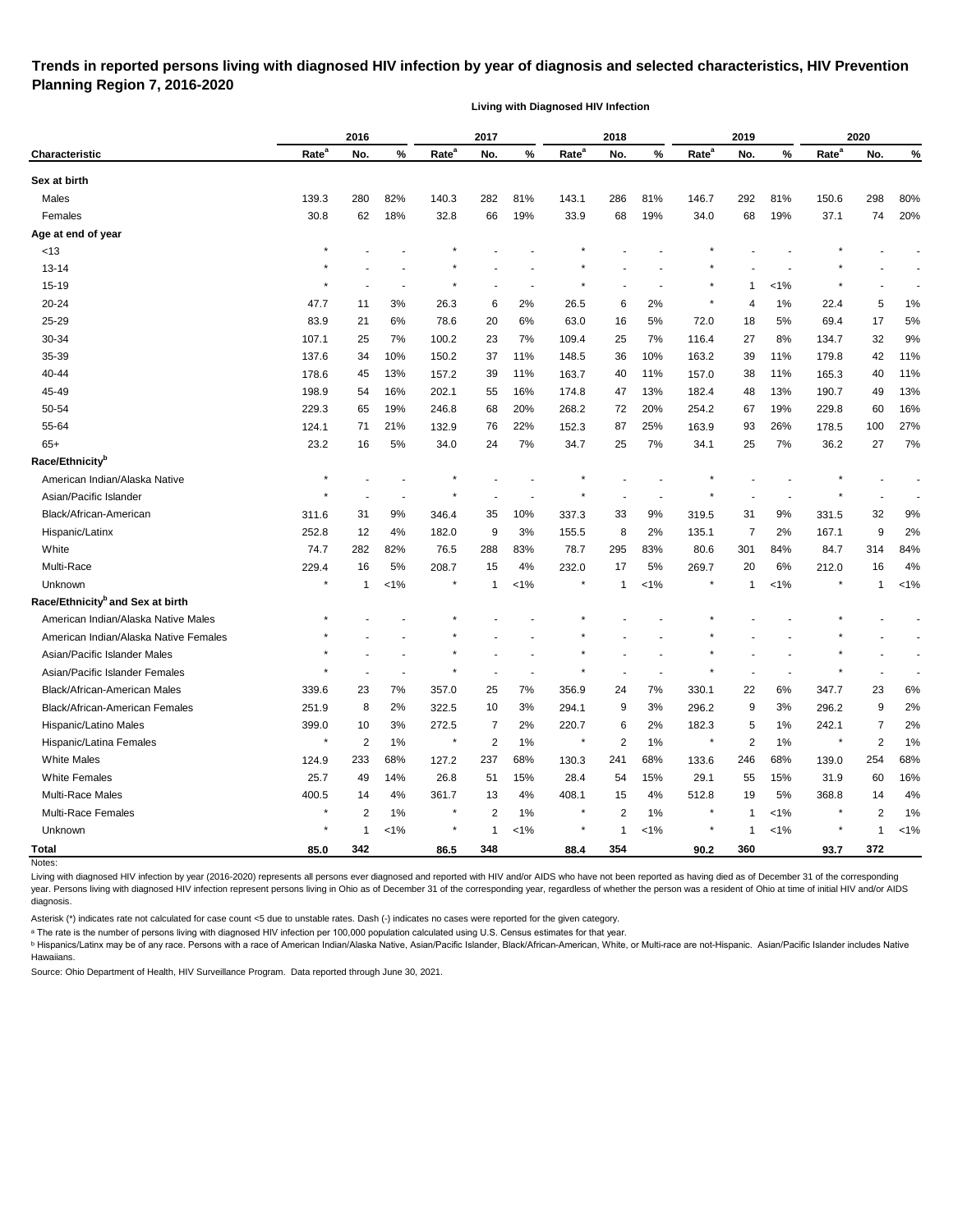# Trends in reported persons living with diagnosed HIV infection by year of diagnosis and selected characteristics, HIV Prevention Planning Region 7, 2016-2020

**Living with Diagnosed HIV Infection**

| Characteristic | 2016 | | | 2017 | | | 2018 | | | 2019 | | | 2020 | | |
|---|---|---|---|---|---|---|---|---|---|---|---|---|---|---|---|
| | Rate[a] | No. | % | Rate[a] | No. | % | Rate[a] | No. | % | Rate[a] | No. | % | Rate[a] | No. | % |
| **Sex at birth** | | | | | | | | | | | | | | | |
| Males | 139.3 | 280 | 82% | 140.3 | 282 | 81% | 143.1 | 286 | 81% | 146.7 | 292 | 81% | 150.6 | 298 | 80% |
| Females | 30.8 | 62 | 18% | 32.8 | 66 | 19% | 33.9 | 68 | 19% | 34.0 | 68 | 19% | 37.1 | 74 | 20% |
| **Age at end of year** | | | | | | | | | | | | | | | |
| <13 | * | - | - | * | - | - | * | - | - | * | - | - | * | - | - |
| 13-14 | * | - | - | * | - | - | * | - | - | * | - | - | * | - | - |
| 15-19 | * | - | - | * | - | - | * | - | - | * | 1 | <1% | * | - | - |
| 20-24 | 47.7 | 11 | 3% | 26.3 | 6 | 2% | 26.5 | 6 | 2% | * | 4 | 1% | 22.4 | 5 | 1% |
| 25-29 | 83.9 | 21 | 6% | 78.6 | 20 | 6% | 63.0 | 16 | 5% | 72.0 | 18 | 5% | 69.4 | 17 | 5% |
| 30-34 | 107.1 | 25 | 7% | 100.2 | 23 | 7% | 109.4 | 25 | 7% | 116.4 | 27 | 8% | 134.7 | 32 | 9% |
| 35-39 | 137.6 | 34 | 10% | 150.2 | 37 | 11% | 148.5 | 36 | 10% | 163.2 | 39 | 11% | 179.8 | 42 | 11% |
| 40-44 | 178.6 | 45 | 13% | 157.2 | 39 | 11% | 163.7 | 40 | 11% | 157.0 | 38 | 11% | 165.3 | 40 | 11% |
| 45-49 | 198.9 | 54 | 16% | 202.1 | 55 | 16% | 174.8 | 47 | 13% | 182.4 | 48 | 13% | 190.7 | 49 | 13% |
| 50-54 | 229.3 | 65 | 19% | 246.8 | 68 | 20% | 268.2 | 72 | 20% | 254.2 | 67 | 19% | 229.8 | 60 | 16% |
| 55-64 | 124.1 | 71 | 21% | 132.9 | 76 | 22% | 152.3 | 87 | 25% | 163.9 | 93 | 26% | 178.5 | 100 | 27% |
| 65+ | 23.2 | 16 | 5% | 34.0 | 24 | 7% | 34.7 | 25 | 7% | 34.1 | 25 | 7% | 36.2 | 27 | 7% |
| **Race/Ethnicity[b]** | | | | | | | | | | | | | | | |
| American Indian/Alaska Native | * | - | - | * | - | - | * | - | - | * | - | - | * | - | - |
| Asian/Pacific Islander | * | - | - | * | - | - | * | - | - | * | - | - | * | - | - |
| Black/African-American | 311.6 | 31 | 9% | 346.4 | 35 | 10% | 337.3 | 33 | 9% | 319.5 | 31 | 9% | 331.5 | 32 | 9% |
| Hispanic/Latinx | 252.8 | 12 | 4% | 182.0 | 9 | 3% | 155.5 | 8 | 2% | 135.1 | 7 | 2% | 167.1 | 9 | 2% |
| White | 74.7 | 282 | 82% | 76.5 | 288 | 83% | 78.7 | 295 | 83% | 80.6 | 301 | 84% | 84.7 | 314 | 84% |
| Multi-Race | 229.4 | 16 | 5% | 208.7 | 15 | 4% | 232.0 | 17 | 5% | 269.7 | 20 | 6% | 212.0 | 16 | 4% |
| Unknown | * | 1 | <1% | * | 1 | <1% | * | 1 | <1% | * | 1 | <1% | * | 1 | <1% |
| **Race/Ethnicity[b] and Sex at birth** | | | | | | | | | | | | | | | |
| American Indian/Alaska Native Males | * | - | - | * | - | - | * | - | - | * | - | - | * | - | - |
| American Indian/Alaska Native Females | * | - | - | * | - | - | * | - | - | * | - | - | * | - | - |
| Asian/Pacific Islander Males | * | - | - | * | - | - | * | - | - | * | - | - | * | - | - |
| Asian/Pacific Islander Females | * | - | - | * | - | - | * | - | - | * | - | - | * | - | - |
| Black/African-American Males | 339.6 | 23 | 7% | 357.0 | 25 | 7% | 356.9 | 24 | 7% | 330.1 | 22 | 6% | 347.7 | 23 | 6% |
| Black/African-American Females | 251.9 | 8 | 2% | 322.5 | 10 | 3% | 294.1 | 9 | 3% | 296.2 | 9 | 3% | 296.2 | 9 | 2% |
| Hispanic/Latino Males | 399.0 | 10 | 3% | 272.5 | 7 | 2% | 220.7 | 6 | 2% | 182.3 | 5 | 1% | 242.1 | 7 | 2% |
| Hispanic/Latina Females | * | 2 | 1% | * | 2 | 1% | * | 2 | 1% | * | 2 | 1% | * | 2 | 1% |
| White Males | 124.9 | 233 | 68% | 127.2 | 237 | 68% | 130.3 | 241 | 68% | 133.6 | 246 | 68% | 139.0 | 254 | 68% |
| White Females | 25.7 | 49 | 14% | 26.8 | 51 | 15% | 28.4 | 54 | 15% | 29.1 | 55 | 15% | 31.9 | 60 | 16% |
| Multi-Race Males | 400.5 | 14 | 4% | 361.7 | 13 | 4% | 408.1 | 15 | 4% | 512.8 | 19 | 5% | 368.8 | 14 | 4% |
| Multi-Race Females | * | 2 | 1% | * | 2 | 1% | * | 2 | 1% | * | 1 | <1% | * | 2 | 1% |
| Unknown | * | 1 | <1% | * | 1 | <1% | * | 1 | <1% | * | 1 | <1% | * | 1 | <1% |
| **Total** | **85.0** | **342** | | **86.5** | **348** | | **88.4** | **354** | | **90.2** | **360** | | **93.7** | **372** | |

Notes:

Living with diagnosed HIV infection by year (2016-2020) represents all persons ever diagnosed and reported with HIV and/or AIDS who have not been reported as having died as of December 31 of the corresponding year. Persons living with diagnosed HIV infection represent persons living in Ohio as of December 31 of the corresponding year, regardless of whether the person was a resident of Ohio at time of initial HIV and/or AIDS diagnosis.

Asterisk (*) indicates rate not calculated for case count <5 due to unstable rates. Dash (-) indicates no cases were reported for the given category.

[a] The rate is the number of persons living with diagnosed HIV infection per 100,000 population calculated using U.S. Census estimates for that year.

[b] Hispanics/Latinx may be of any race. Persons with a race of American Indian/Alaska Native, Asian/Pacific Islander, Black/African-American, White, or Multi-race are not-Hispanic. Asian/Pacific Islander includes Native Hawaiians.

Source: Ohio Department of Health, HIV Surveillance Program. Data reported through June 30, 2021.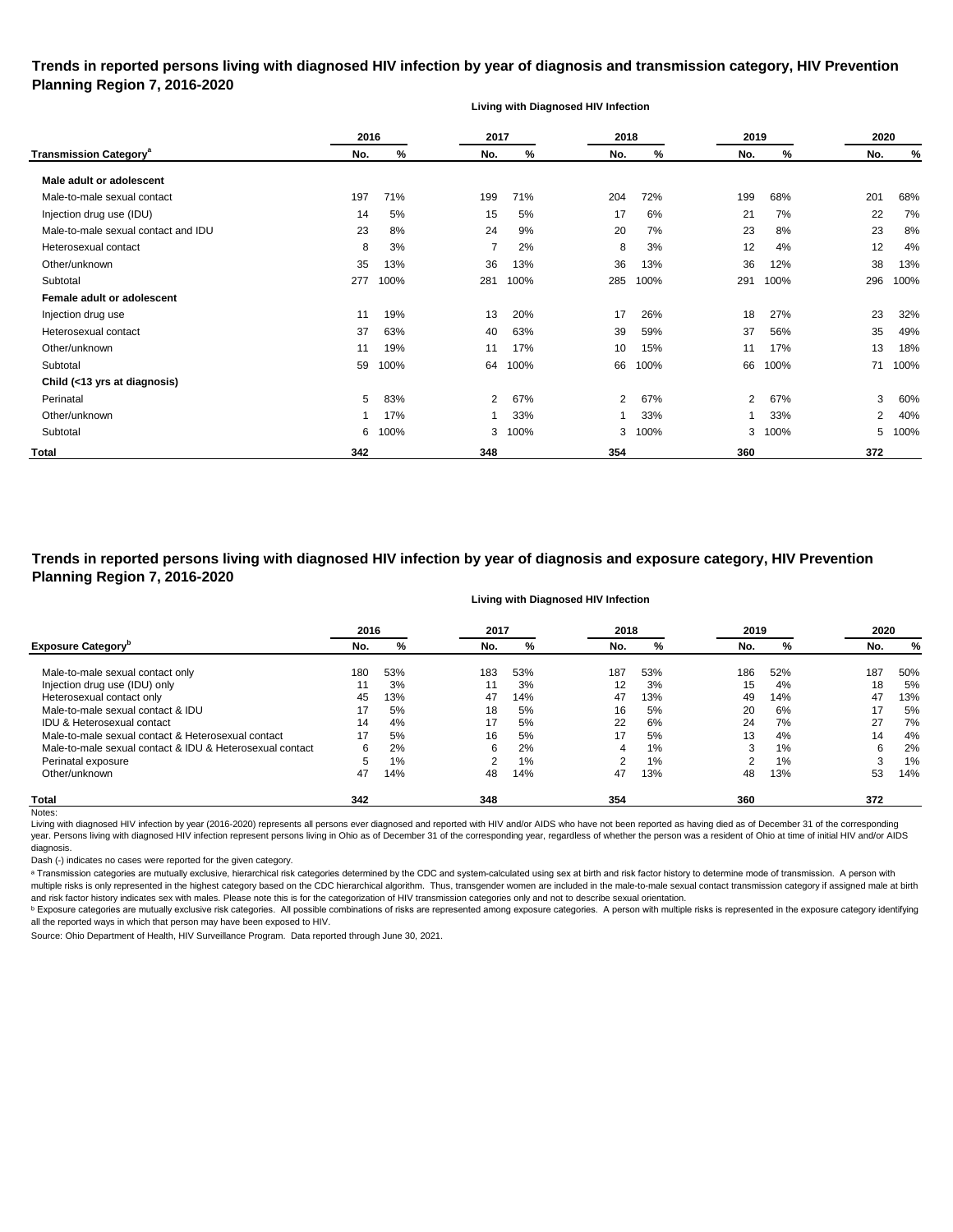## Trends in reported persons living with diagnosed HIV infection by year of diagnosis and transmission category, HIV Prevention Planning Region 7, 2016-2020

**Living with Diagnosed HIV Infection**

| Transmission Category[a] | 2016 No. | 2016 % | 2017 No. | 2017 % | 2018 No. | 2018 % | 2019 No. | 2019 % | 2020 No. | 2020 % |
|---|---|---|---|---|---|---|---|---|---|---|
| **Male adult or adolescent** | | | | | | | | | | |
| Male-to-male sexual contact | 197 | 71% | 199 | 71% | 204 | 72% | 199 | 68% | 201 | 68% |
| Injection drug use (IDU) | 14 | 5% | 15 | 5% | 17 | 6% | 21 | 7% | 22 | 7% |
| Male-to-male sexual contact and IDU | 23 | 8% | 24 | 9% | 20 | 7% | 23 | 8% | 23 | 8% |
| Heterosexual contact | 8 | 3% | 7 | 2% | 8 | 3% | 12 | 4% | 12 | 4% |
| Other/unknown | 35 | 13% | 36 | 13% | 36 | 13% | 36 | 12% | 38 | 13% |
| Subtotal | 277 | 100% | 281 | 100% | 285 | 100% | 291 | 100% | 296 | 100% |
| **Female adult or adolescent** | | | | | | | | | | |
| Injection drug use | 11 | 19% | 13 | 20% | 17 | 26% | 18 | 27% | 23 | 32% |
| Heterosexual contact | 37 | 63% | 40 | 63% | 39 | 59% | 37 | 56% | 35 | 49% |
| Other/unknown | 11 | 19% | 11 | 17% | 10 | 15% | 11 | 17% | 13 | 18% |
| Subtotal | 59 | 100% | 64 | 100% | 66 | 100% | 66 | 100% | 71 | 100% |
| **Child (<13 yrs at diagnosis)** | | | | | | | | | | |
| Perinatal | 5 | 83% | 2 | 67% | 2 | 67% | 2 | 67% | 3 | 60% |
| Other/unknown | 1 | 17% | 1 | 33% | 1 | 33% | 1 | 33% | 2 | 40% |
| Subtotal | 6 | 100% | 3 | 100% | 3 | 100% | 3 | 100% | 5 | 100% |
| **Total** | **342** | | **348** | | **354** | | **360** | | **372** | |

## Trends in reported persons living with diagnosed HIV infection by year of diagnosis and exposure category, HIV Prevention Planning Region 7, 2016-2020

**Living with Diagnosed HIV Infection**

| Exposure Category[b] | 2016 No. | 2016 % | 2017 No. | 2017 % | 2018 No. | 2018 % | 2019 No. | 2019 % | 2020 No. | 2020 % |
|---|---|---|---|---|---|---|---|---|---|---|
| Male-to-male sexual contact only | 180 | 53% | 183 | 53% | 187 | 53% | 186 | 52% | 187 | 50% |
| Injection drug use (IDU) only | 11 | 3% | 11 | 3% | 12 | 3% | 15 | 4% | 18 | 5% |
| Heterosexual contact only | 45 | 13% | 47 | 14% | 47 | 13% | 49 | 14% | 47 | 13% |
| Male-to-male sexual contact & IDU | 17 | 5% | 18 | 5% | 16 | 5% | 20 | 6% | 17 | 5% |
| IDU & Heterosexual contact | 14 | 4% | 17 | 5% | 22 | 6% | 24 | 7% | 27 | 7% |
| Male-to-male sexual contact & Heterosexual contact | 17 | 5% | 16 | 5% | 17 | 5% | 13 | 4% | 14 | 4% |
| Male-to-male sexual contact & IDU & Heterosexual contact | 6 | 2% | 6 | 2% | 4 | 1% | 3 | 1% | 6 | 2% |
| Perinatal exposure | 5 | 1% | 2 | 1% | 2 | 1% | 2 | 1% | 3 | 1% |
| Other/unknown | 47 | 14% | 48 | 14% | 47 | 13% | 48 | 13% | 53 | 14% |
| **Total** | **342** | | **348** | | **354** | | **360** | | **372** | |

Notes:

Living with diagnosed HIV infection by year (2016-2020) represents all persons ever diagnosed and reported with HIV and/or AIDS who have not been reported as having died as of December 31 of the corresponding year. Persons living with diagnosed HIV infection represent persons living in Ohio as of December 31 of the corresponding year, regardless of whether the person was a resident of Ohio at time of initial HIV and/or AIDS diagnosis.

Dash (-) indicates no cases were reported for the given category.

[a] Transmission categories are mutually exclusive, hierarchical risk categories determined by the CDC and system-calculated using sex at birth and risk factor history to determine mode of transmission. A person with multiple risks is only represented in the highest category based on the CDC hierarchical algorithm. Thus, transgender women are included in the male-to-male sexual contact transmission category if assigned male at birth and risk factor history indicates sex with males. Please note this is for the categorization of HIV transmission categories only and not to describe sexual orientation.

[b] Exposure categories are mutually exclusive risk categories. All possible combinations of risks are represented among exposure categories. A person with multiple risks is represented in the exposure category identifying all the reported ways in which that person may have been exposed to HIV.

Source: Ohio Department of Health, HIV Surveillance Program. Data reported through June 30, 2021.